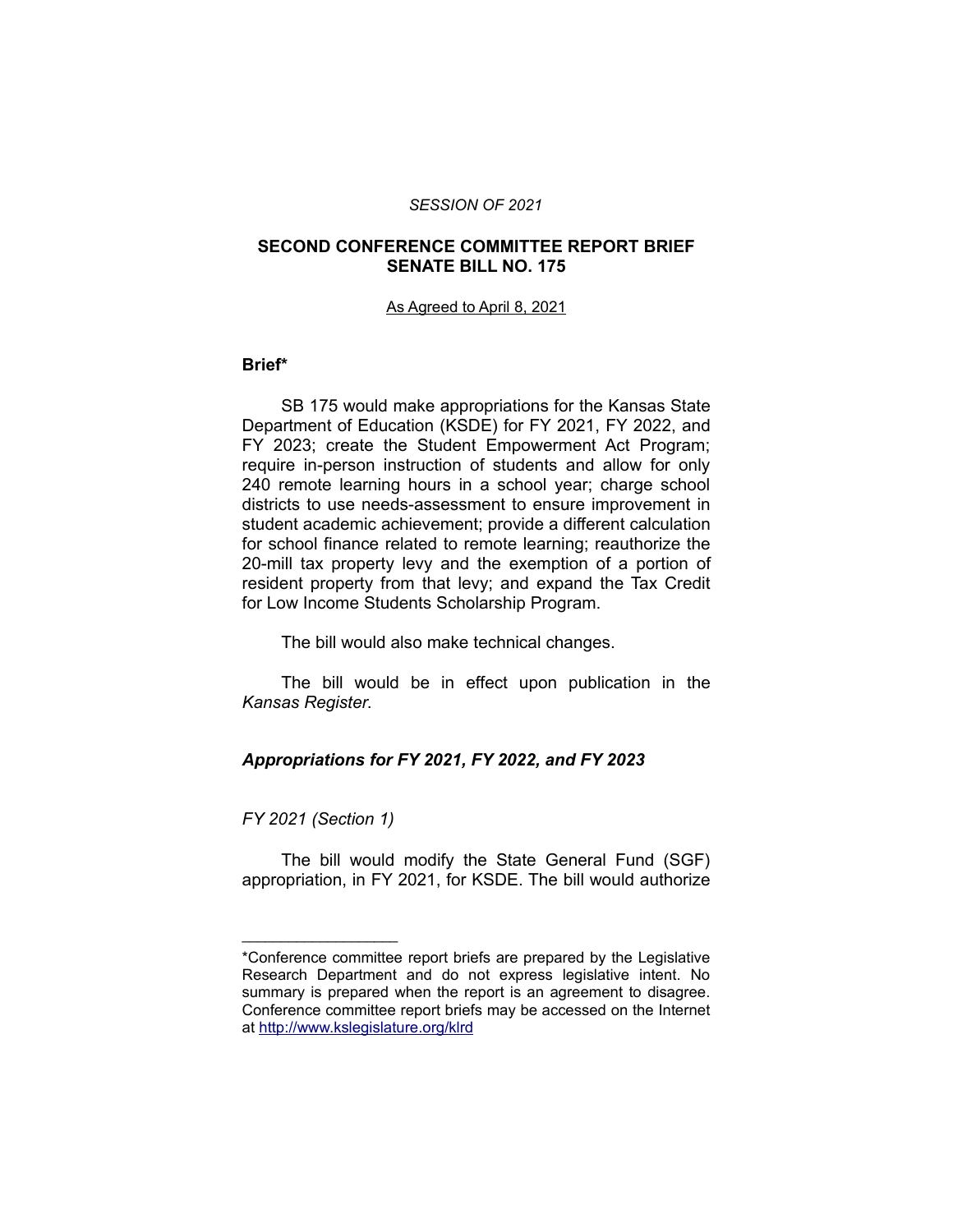*SESSION OF 2021*

**SECOND CONFERENCE COMMITTEE REPORT BRIEF**
**SENATE BILL NO. 175**

As Agreed to April 8, 2021

**Brief***

SB 175 would make appropriations for the Kansas State Department of Education (KSDE) for FY 2021, FY 2022, and FY 2023; create the Student Empowerment Act Program; require in-person instruction of students and allow for only 240 remote learning hours in a school year; charge school districts to use needs-assessment to ensure improvement in student academic achievement; provide a different calculation for school finance related to remote learning; reauthorize the 20-mill tax property levy and the exemption of a portion of resident property from that levy; and expand the Tax Credit for Low Income Students Scholarship Program.

The bill would also make technical changes.

The bill would be in effect upon publication in the *Kansas Register*.

### *Appropriations for FY 2021, FY 2022, and FY 2023*

*FY 2021 (Section 1)*

The bill would modify the State General Fund (SGF) appropriation, in FY 2021, for KSDE. The bill would authorize

---

*Conference committee report briefs are prepared by the Legislative Research Department and do not express legislative intent. No summary is prepared when the report is an agreement to disagree. Conference committee report briefs may be accessed on the Internet at http://www.kslegislature.org/klrd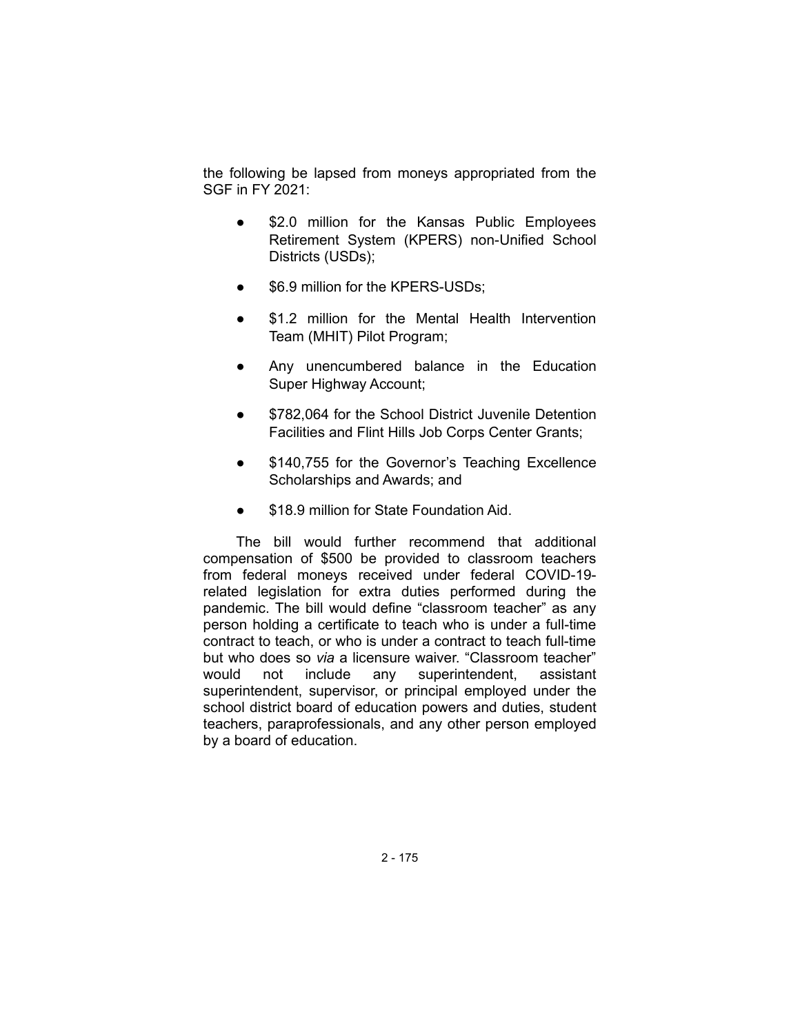the following be lapsed from moneys appropriated from the SGF in FY 2021:

- $2.0 million for the Kansas Public Employees Retirement System (KPERS) non-Unified School Districts (USDs);
- $6.9 million for the KPERS-USDs;
- $1.2 million for the Mental Health Intervention Team (MHIT) Pilot Program;
- Any unencumbered balance in the Education Super Highway Account;
- $782,064 for the School District Juvenile Detention Facilities and Flint Hills Job Corps Center Grants;
- $140,755 for the Governor's Teaching Excellence Scholarships and Awards; and
- $18.9 million for State Foundation Aid.

The bill would further recommend that additional compensation of $500 be provided to classroom teachers from federal moneys received under federal COVID-19-related legislation for extra duties performed during the pandemic. The bill would define "classroom teacher" as any person holding a certificate to teach who is under a full-time contract to teach, or who is under a contract to teach full-time but who does so *via* a licensure waiver. "Classroom teacher" would not include any superintendent, assistant superintendent, supervisor, or principal employed under the school district board of education powers and duties, student teachers, paraprofessionals, and any other person employed by a board of education.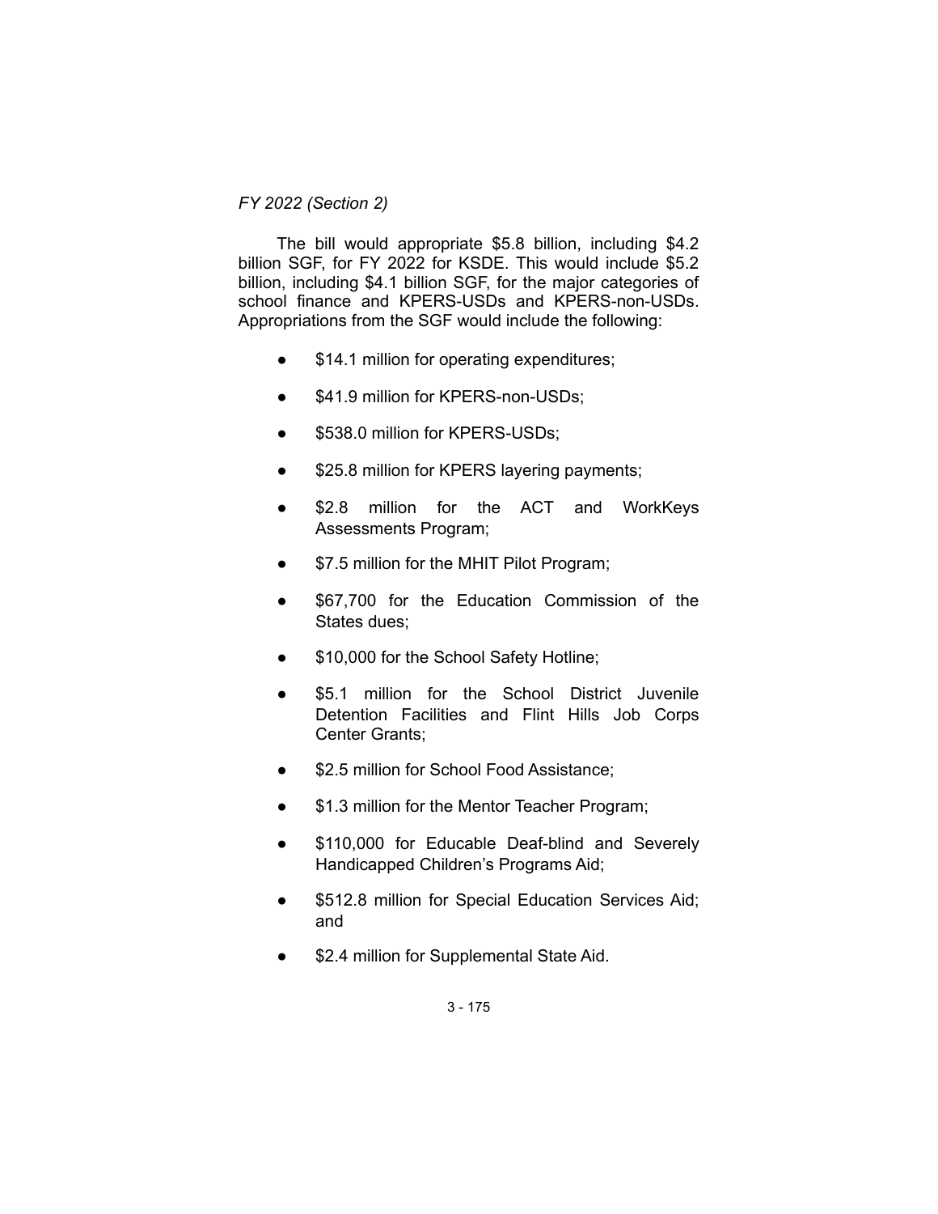*FY 2022 (Section 2)*

The bill would appropriate $5.8 billion, including $4.2 billion SGF, for FY 2022 for KSDE. This would include $5.2 billion, including $4.1 billion SGF, for the major categories of school finance and KPERS-USDs and KPERS-non-USDs. Appropriations from the SGF would include the following:

- $14.1 million for operating expenditures;
- $41.9 million for KPERS-non-USDs;
- $538.0 million for KPERS-USDs;
- $25.8 million for KPERS layering payments;
- $2.8 million for the ACT and WorkKeys Assessments Program;
- $7.5 million for the MHIT Pilot Program;
- $67,700 for the Education Commission of the States dues;
- $10,000 for the School Safety Hotline;
- $5.1 million for the School District Juvenile Detention Facilities and Flint Hills Job Corps Center Grants;
- $2.5 million for School Food Assistance;
- $1.3 million for the Mentor Teacher Program;
- $110,000 for Educable Deaf-blind and Severely Handicapped Children's Programs Aid;
- $512.8 million for Special Education Services Aid; and
- $2.4 million for Supplemental State Aid.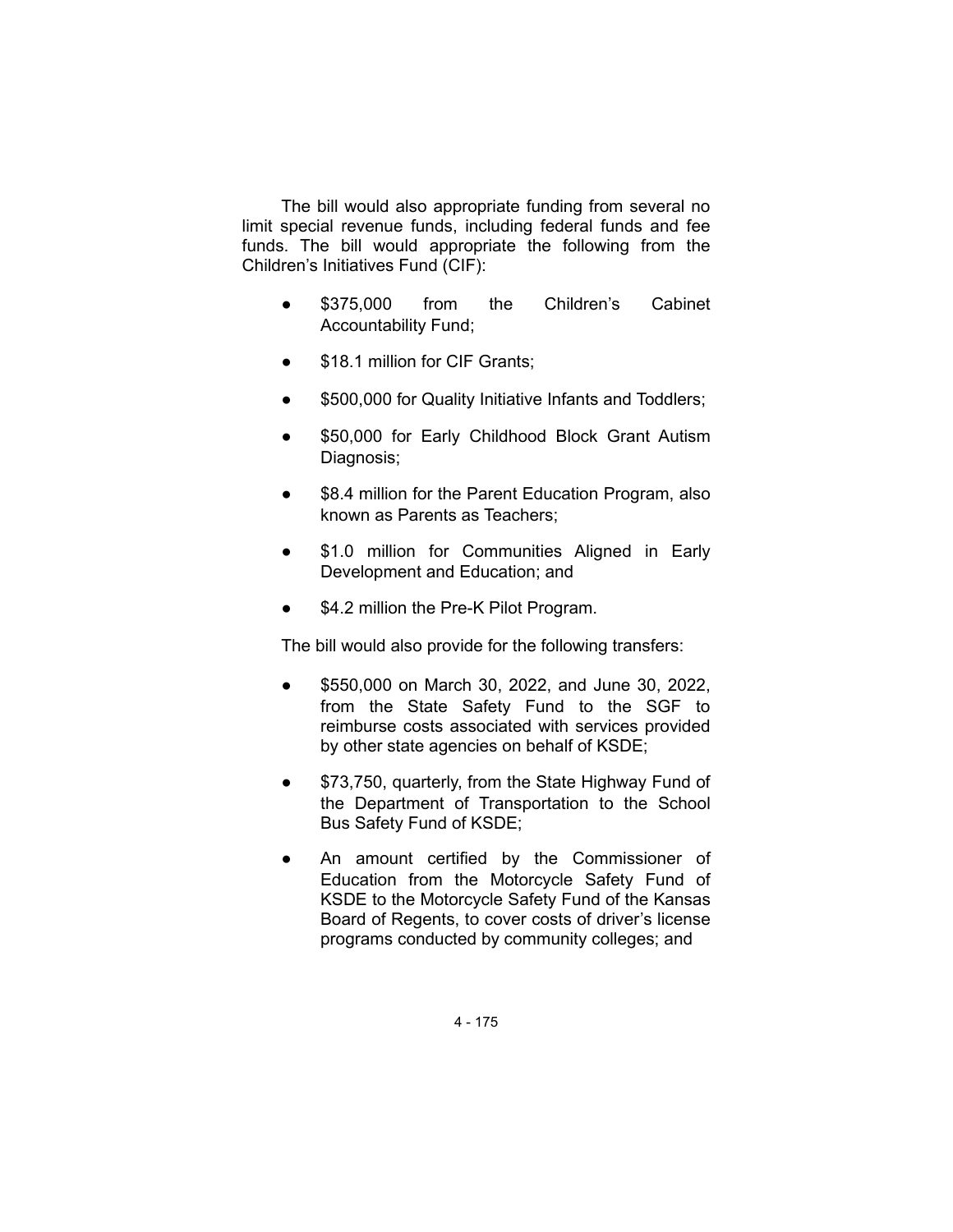The bill would also appropriate funding from several no limit special revenue funds, including federal funds and fee funds. The bill would appropriate the following from the Children's Initiatives Fund (CIF):

- $375,000 from the Children's Cabinet Accountability Fund;
- $18.1 million for CIF Grants;
- $500,000 for Quality Initiative Infants and Toddlers;
- $50,000 for Early Childhood Block Grant Autism Diagnosis;
- $8.4 million for the Parent Education Program, also known as Parents as Teachers;
- $1.0 million for Communities Aligned in Early Development and Education; and
- $4.2 million the Pre-K Pilot Program.

The bill would also provide for the following transfers:

- $550,000 on March 30, 2022, and June 30, 2022, from the State Safety Fund to the SGF to reimburse costs associated with services provided by other state agencies on behalf of KSDE;
- $73,750, quarterly, from the State Highway Fund of the Department of Transportation to the School Bus Safety Fund of KSDE;
- An amount certified by the Commissioner of Education from the Motorcycle Safety Fund of KSDE to the Motorcycle Safety Fund of the Kansas Board of Regents, to cover costs of driver's license programs conducted by community colleges; and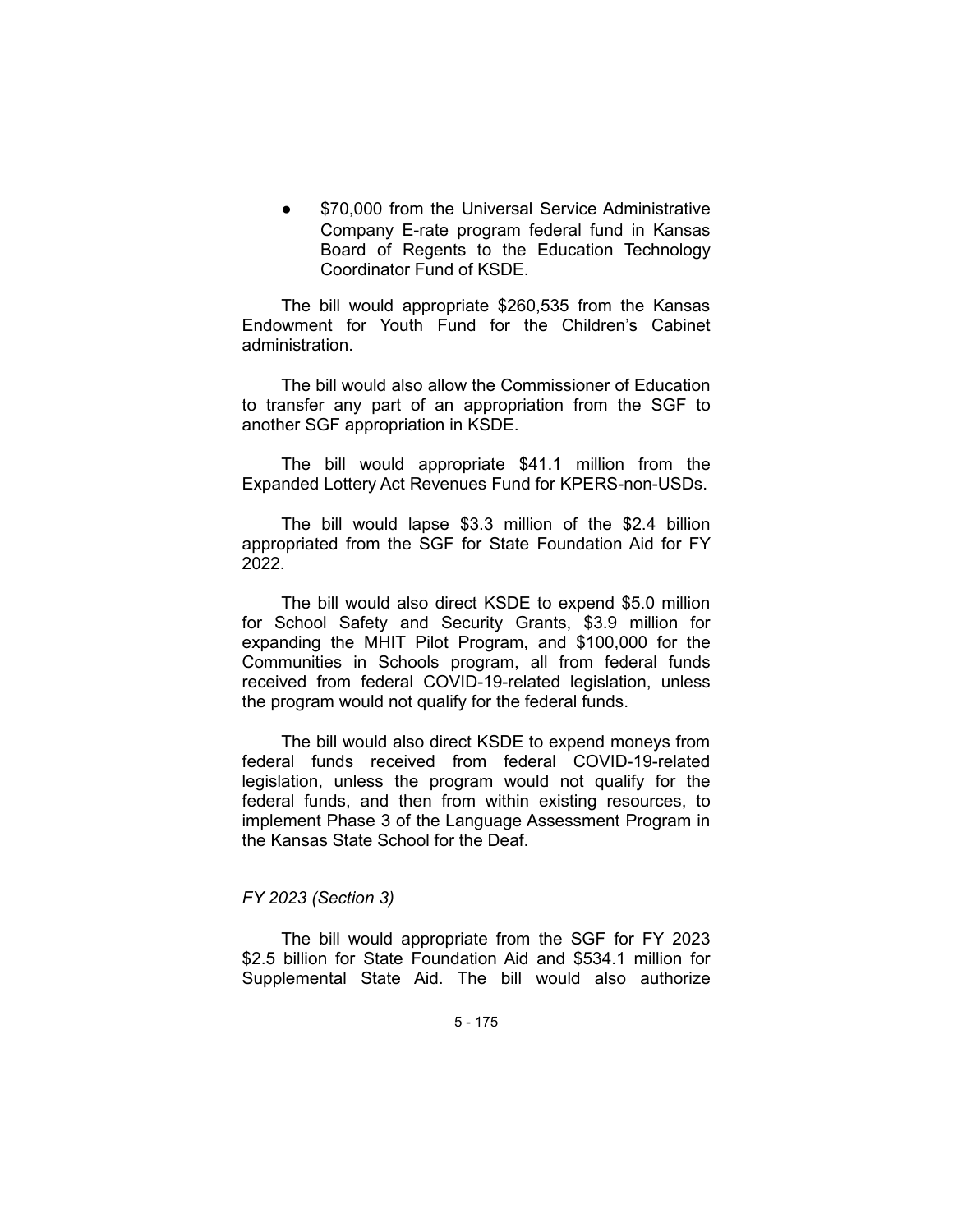- $70,000 from the Universal Service Administrative Company E-rate program federal fund in Kansas Board of Regents to the Education Technology Coordinator Fund of KSDE.

The bill would appropriate $260,535 from the Kansas Endowment for Youth Fund for the Children's Cabinet administration.

The bill would also allow the Commissioner of Education to transfer any part of an appropriation from the SGF to another SGF appropriation in KSDE.

The bill would appropriate $41.1 million from the Expanded Lottery Act Revenues Fund for KPERS-non-USDs.

The bill would lapse $3.3 million of the $2.4 billion appropriated from the SGF for State Foundation Aid for FY 2022.

The bill would also direct KSDE to expend $5.0 million for School Safety and Security Grants, $3.9 million for expanding the MHIT Pilot Program, and $100,000 for the Communities in Schools program, all from federal funds received from federal COVID-19-related legislation, unless the program would not qualify for the federal funds.

The bill would also direct KSDE to expend moneys from federal funds received from federal COVID-19-related legislation, unless the program would not qualify for the federal funds, and then from within existing resources, to implement Phase 3 of the Language Assessment Program in the Kansas State School for the Deaf.

*FY 2023 (Section 3)*

The bill would appropriate from the SGF for FY 2023 $2.5 billion for State Foundation Aid and $534.1 million for Supplemental State Aid. The bill would also authorize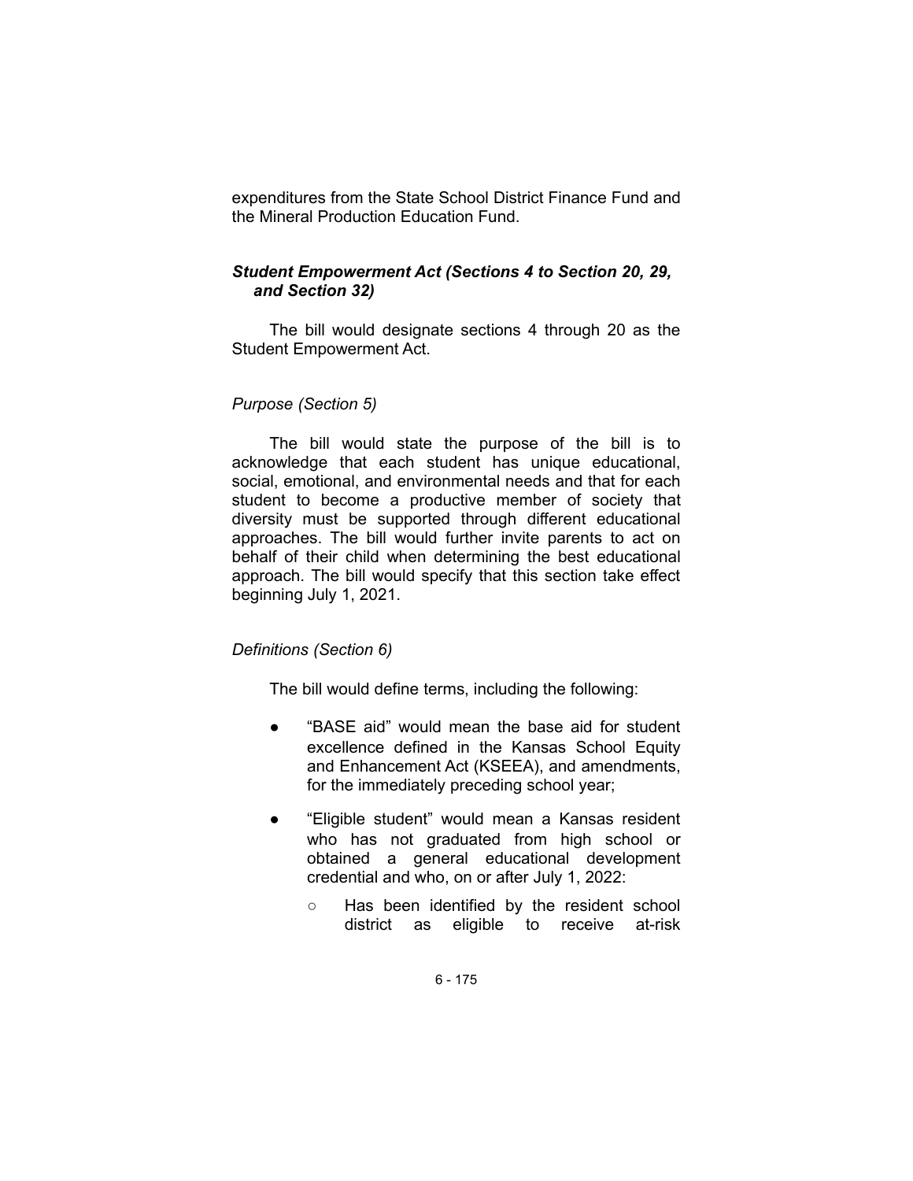expenditures from the State School District Finance Fund and the Mineral Production Education Fund.

### *Student Empowerment Act (Sections 4 to Section 20, 29, and Section 32)*

The bill would designate sections 4 through 20 as the Student Empowerment Act.

#### *Purpose (Section 5)*

The bill would state the purpose of the bill is to acknowledge that each student has unique educational, social, emotional, and environmental needs and that for each student to become a productive member of society that diversity must be supported through different educational approaches. The bill would further invite parents to act on behalf of their child when determining the best educational approach. The bill would specify that this section take effect beginning July 1, 2021.

#### *Definitions (Section 6)*

The bill would define terms, including the following:

- "BASE aid" would mean the base aid for student excellence defined in the Kansas School Equity and Enhancement Act (KSEEA), and amendments, for the immediately preceding school year;
- "Eligible student" would mean a Kansas resident who has not graduated from high school or obtained a general educational development credential and who, on or after July 1, 2022:
  - Has been identified by the resident school district as eligible to receive at-risk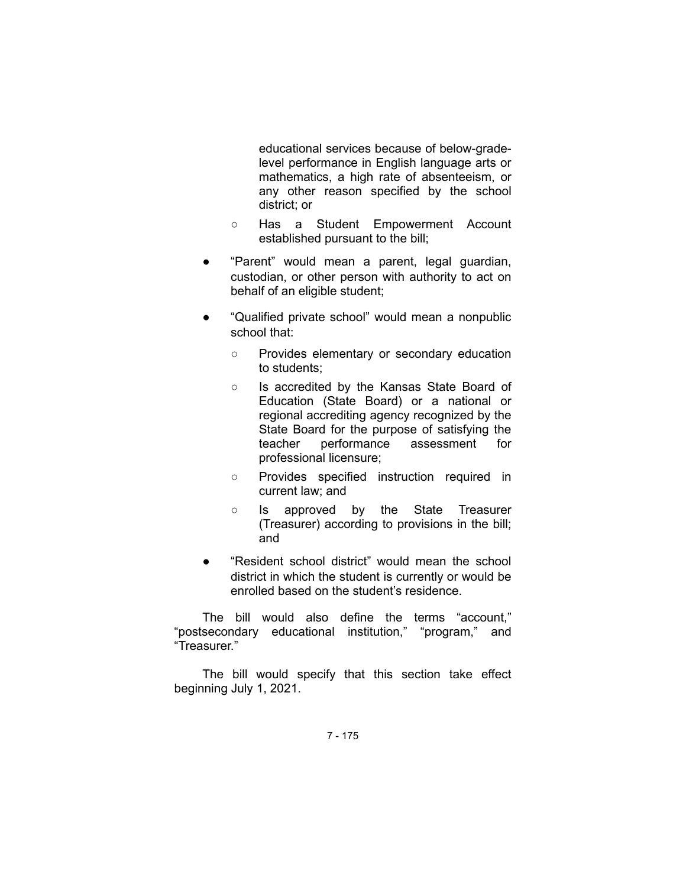educational services because of below-grade-level performance in English language arts or mathematics, a high rate of absenteeism, or any other reason specified by the school district; or

    - Has a Student Empowerment Account established pursuant to the bill;

- "Parent" would mean a parent, legal guardian, custodian, or other person with authority to act on behalf of an eligible student;

- "Qualified private school" would mean a nonpublic school that:
    - Provides elementary or secondary education to students;
    - Is accredited by the Kansas State Board of Education (State Board) or a national or regional accrediting agency recognized by the State Board for the purpose of satisfying the teacher performance assessment for professional licensure;
    - Provides specified instruction required in current law; and
    - Is approved by the State Treasurer (Treasurer) according to provisions in the bill; and

- "Resident school district" would mean the school district in which the student is currently or would be enrolled based on the student's residence.

The bill would also define the terms "account," "postsecondary educational institution," "program," and "Treasurer."

The bill would specify that this section take effect beginning July 1, 2021.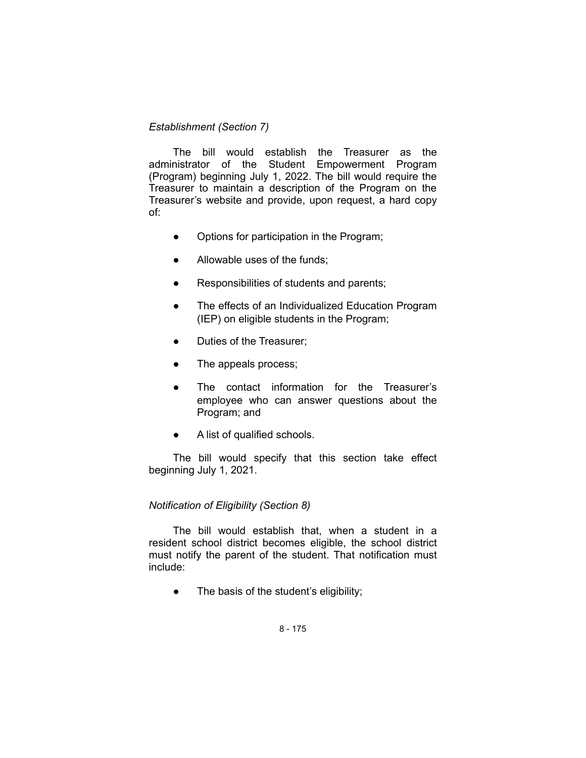*Establishment (Section 7)*

The bill would establish the Treasurer as the administrator of the Student Empowerment Program (Program) beginning July 1, 2022. The bill would require the Treasurer to maintain a description of the Program on the Treasurer's website and provide, upon request, a hard copy of:

- Options for participation in the Program;
- Allowable uses of the funds;
- Responsibilities of students and parents;
- The effects of an Individualized Education Program (IEP) on eligible students in the Program;
- Duties of the Treasurer;
- The appeals process;
- The contact information for the Treasurer's employee who can answer questions about the Program; and
- A list of qualified schools.

The bill would specify that this section take effect beginning July 1, 2021.

*Notification of Eligibility (Section 8)*

The bill would establish that, when a student in a resident school district becomes eligible, the school district must notify the parent of the student. That notification must include:

- The basis of the student's eligibility;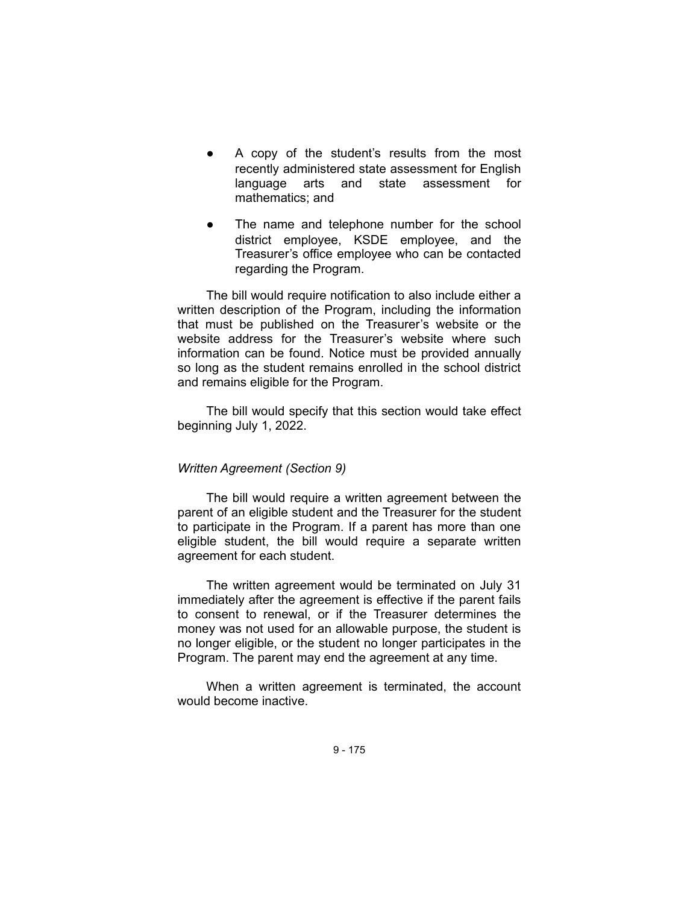- A copy of the student's results from the most recently administered state assessment for English language arts and state assessment for mathematics; and
- The name and telephone number for the school district employee, KSDE employee, and the Treasurer's office employee who can be contacted regarding the Program.

The bill would require notification to also include either a written description of the Program, including the information that must be published on the Treasurer's website or the website address for the Treasurer's website where such information can be found. Notice must be provided annually so long as the student remains enrolled in the school district and remains eligible for the Program.

The bill would specify that this section would take effect beginning July 1, 2022.

*Written Agreement (Section 9)*

The bill would require a written agreement between the parent of an eligible student and the Treasurer for the student to participate in the Program. If a parent has more than one eligible student, the bill would require a separate written agreement for each student.

The written agreement would be terminated on July 31 immediately after the agreement is effective if the parent fails to consent to renewal, or if the Treasurer determines the money was not used for an allowable purpose, the student is no longer eligible, or the student no longer participates in the Program. The parent may end the agreement at any time.

When a written agreement is terminated, the account would become inactive.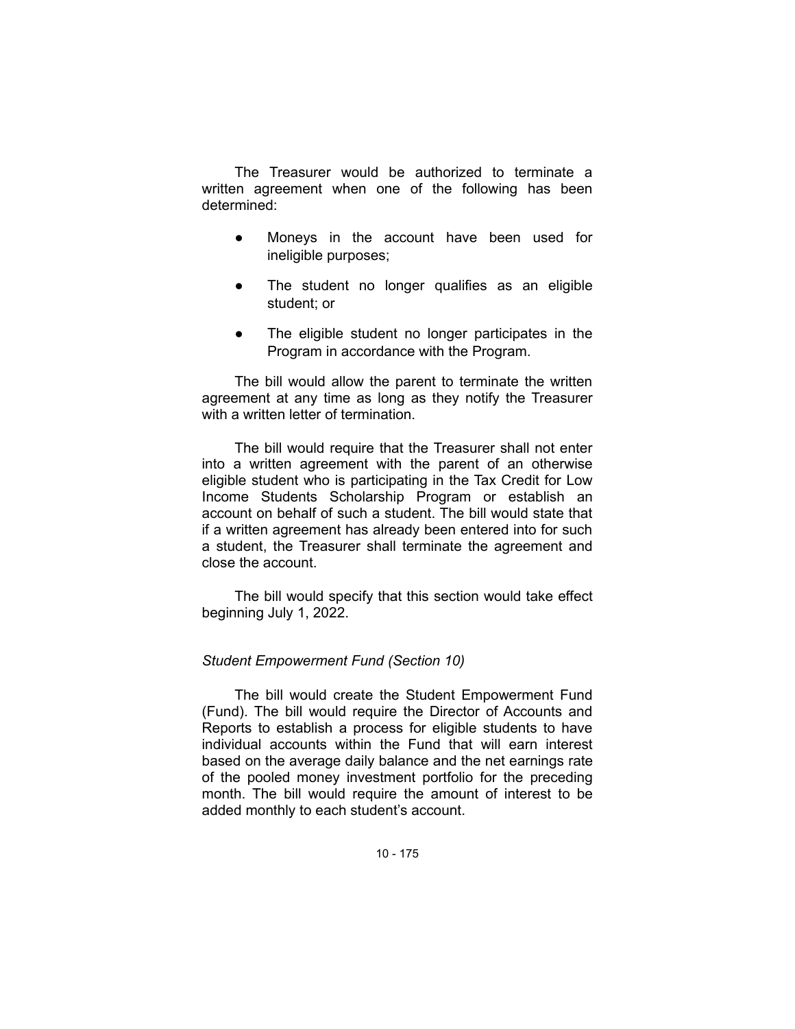The Treasurer would be authorized to terminate a written agreement when one of the following has been determined:

- Moneys in the account have been used for ineligible purposes;
- The student no longer qualifies as an eligible student; or
- The eligible student no longer participates in the Program in accordance with the Program.

The bill would allow the parent to terminate the written agreement at any time as long as they notify the Treasurer with a written letter of termination.

The bill would require that the Treasurer shall not enter into a written agreement with the parent of an otherwise eligible student who is participating in the Tax Credit for Low Income Students Scholarship Program or establish an account on behalf of such a student. The bill would state that if a written agreement has already been entered into for such a student, the Treasurer shall terminate the agreement and close the account.

The bill would specify that this section would take effect beginning July 1, 2022.

*Student Empowerment Fund (Section 10)*

The bill would create the Student Empowerment Fund (Fund). The bill would require the Director of Accounts and Reports to establish a process for eligible students to have individual accounts within the Fund that will earn interest based on the average daily balance and the net earnings rate of the pooled money investment portfolio for the preceding month. The bill would require the amount of interest to be added monthly to each student's account.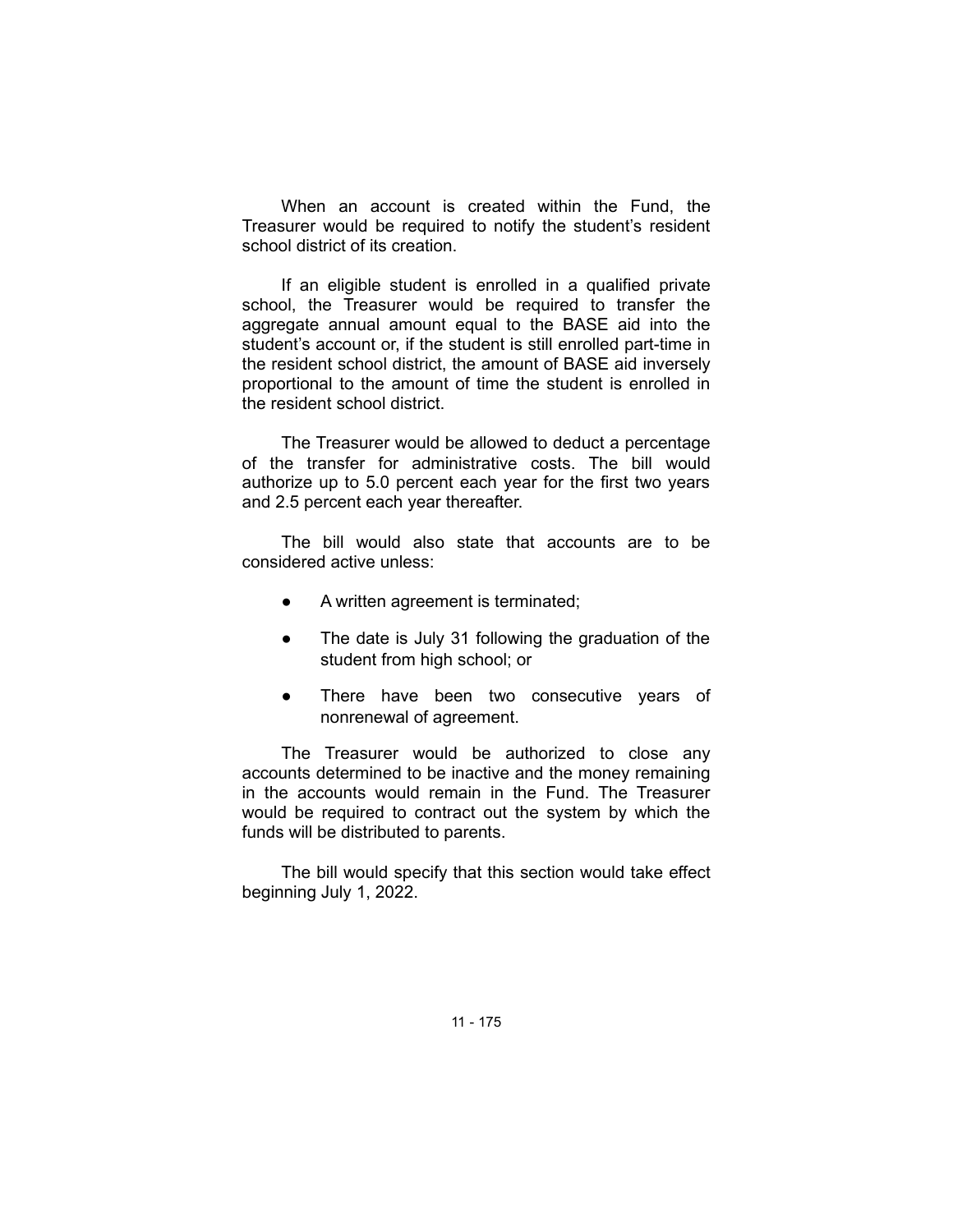When an account is created within the Fund, the Treasurer would be required to notify the student's resident school district of its creation.

If an eligible student is enrolled in a qualified private school, the Treasurer would be required to transfer the aggregate annual amount equal to the BASE aid into the student's account or, if the student is still enrolled part-time in the resident school district, the amount of BASE aid inversely proportional to the amount of time the student is enrolled in the resident school district.

The Treasurer would be allowed to deduct a percentage of the transfer for administrative costs. The bill would authorize up to 5.0 percent each year for the first two years and 2.5 percent each year thereafter.

The bill would also state that accounts are to be considered active unless:

- A written agreement is terminated;
- The date is July 31 following the graduation of the student from high school; or
- There have been two consecutive years of nonrenewal of agreement.

The Treasurer would be authorized to close any accounts determined to be inactive and the money remaining in the accounts would remain in the Fund. The Treasurer would be required to contract out the system by which the funds will be distributed to parents.

The bill would specify that this section would take effect beginning July 1, 2022.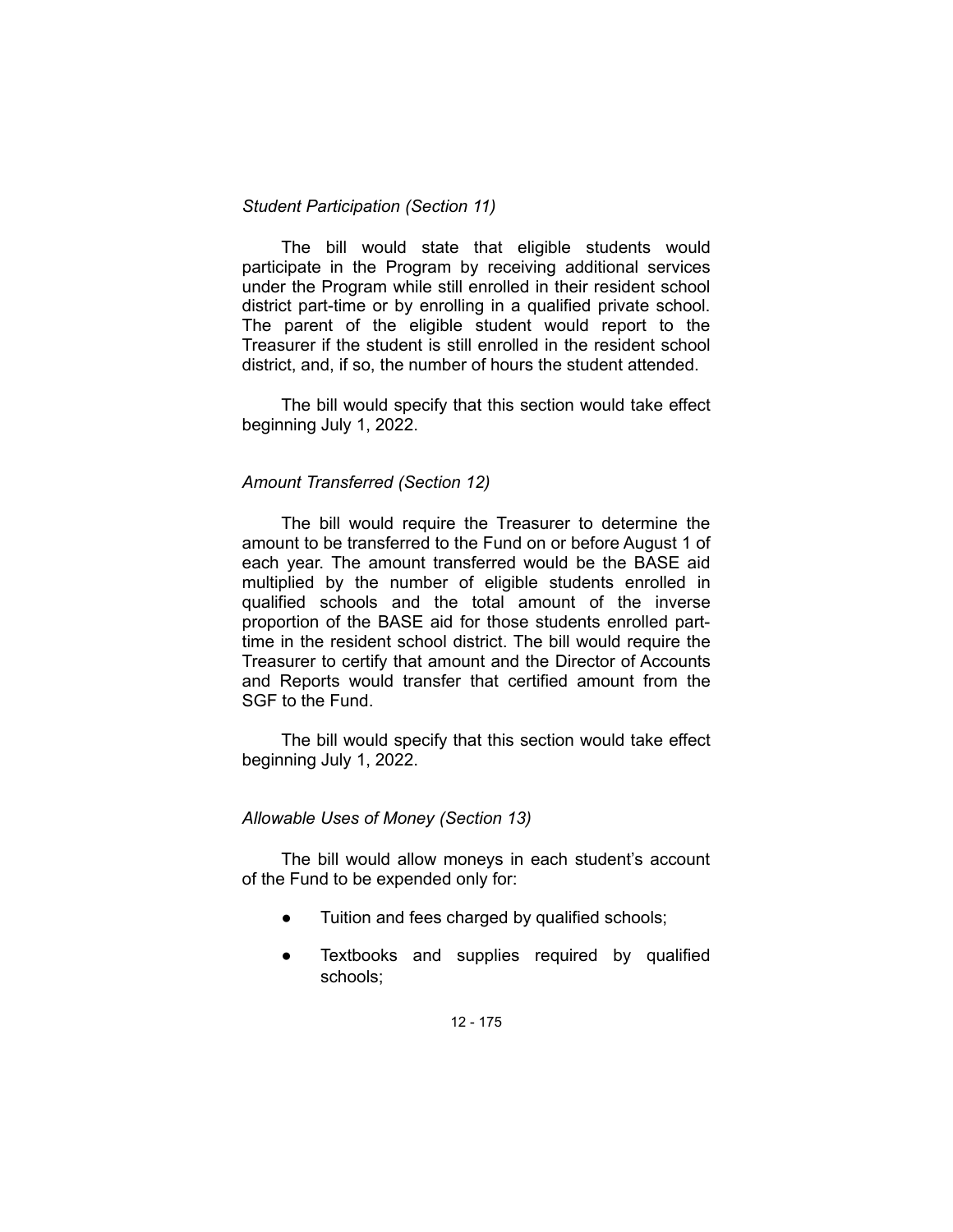*Student Participation (Section 11)*

The bill would state that eligible students would participate in the Program by receiving additional services under the Program while still enrolled in their resident school district part-time or by enrolling in a qualified private school. The parent of the eligible student would report to the Treasurer if the student is still enrolled in the resident school district, and, if so, the number of hours the student attended.

The bill would specify that this section would take effect beginning July 1, 2022.

*Amount Transferred (Section 12)*

The bill would require the Treasurer to determine the amount to be transferred to the Fund on or before August 1 of each year. The amount transferred would be the BASE aid multiplied by the number of eligible students enrolled in qualified schools and the total amount of the inverse proportion of the BASE aid for those students enrolled part-time in the resident school district. The bill would require the Treasurer to certify that amount and the Director of Accounts and Reports would transfer that certified amount from the SGF to the Fund.

The bill would specify that this section would take effect beginning July 1, 2022.

*Allowable Uses of Money (Section 13)*

The bill would allow moneys in each student's account of the Fund to be expended only for:

- Tuition and fees charged by qualified schools;
- Textbooks and supplies required by qualified schools;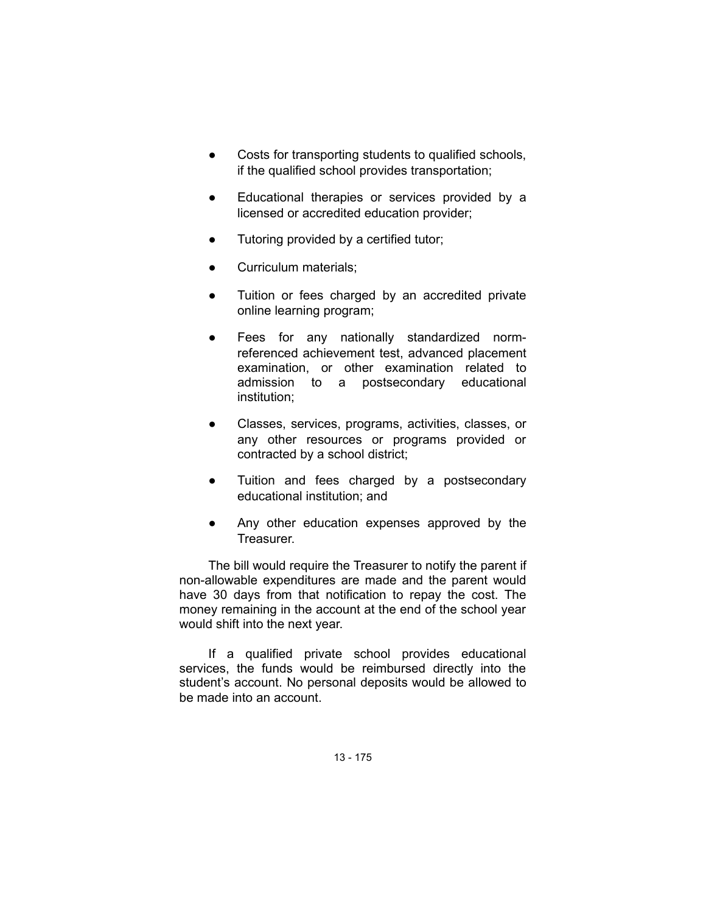- Costs for transporting students to qualified schools, if the qualified school provides transportation;
- Educational therapies or services provided by a licensed or accredited education provider;
- Tutoring provided by a certified tutor;
- Curriculum materials;
- Tuition or fees charged by an accredited private online learning program;
- Fees for any nationally standardized norm-referenced achievement test, advanced placement examination, or other examination related to admission to a postsecondary educational institution;
- Classes, services, programs, activities, classes, or any other resources or programs provided or contracted by a school district;
- Tuition and fees charged by a postsecondary educational institution; and
- Any other education expenses approved by the Treasurer.

The bill would require the Treasurer to notify the parent if non-allowable expenditures are made and the parent would have 30 days from that notification to repay the cost. The money remaining in the account at the end of the school year would shift into the next year.

If a qualified private school provides educational services, the funds would be reimbursed directly into the student's account. No personal deposits would be allowed to be made into an account.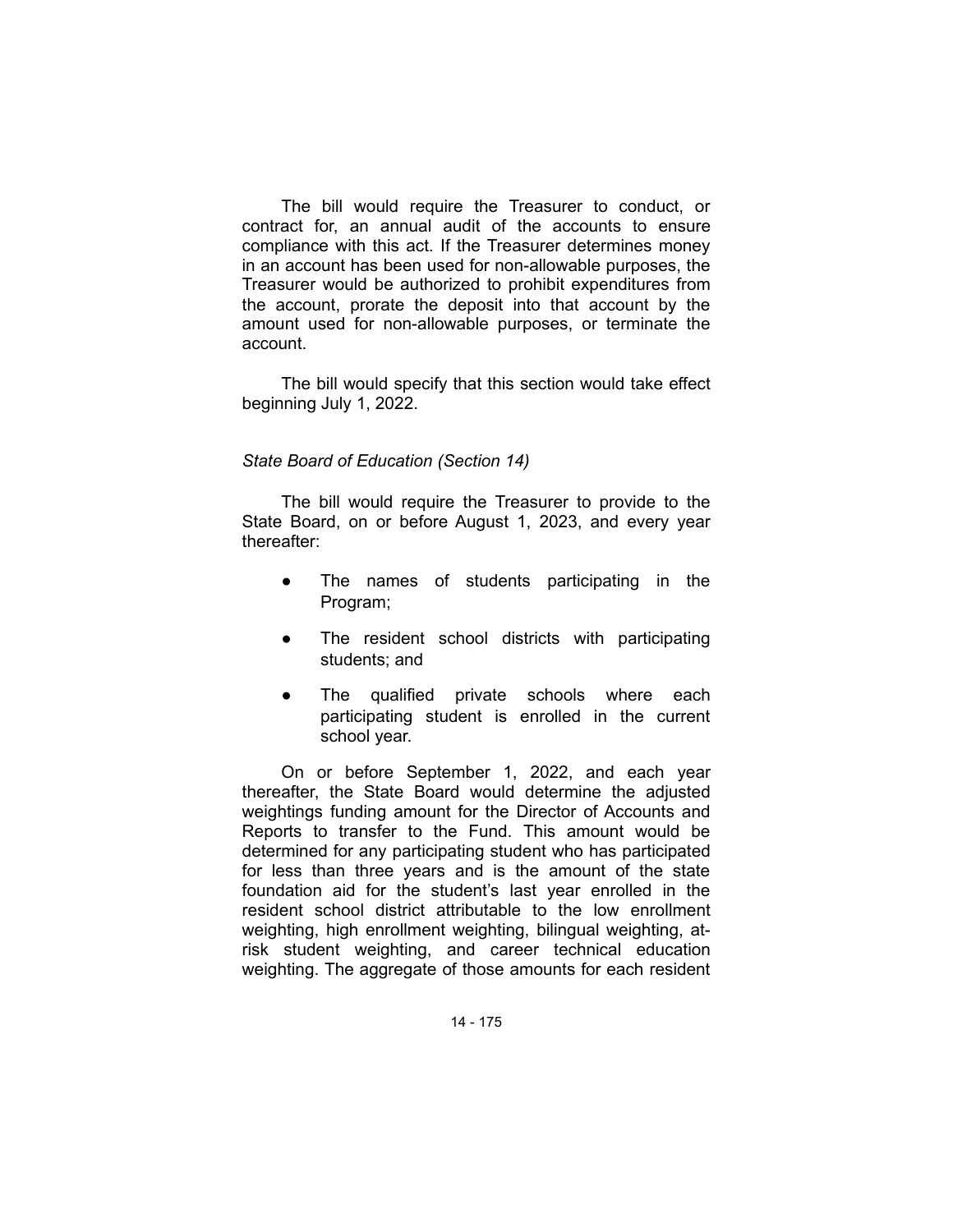The bill would require the Treasurer to conduct, or contract for, an annual audit of the accounts to ensure compliance with this act. If the Treasurer determines money in an account has been used for non-allowable purposes, the Treasurer would be authorized to prohibit expenditures from the account, prorate the deposit into that account by the amount used for non-allowable purposes, or terminate the account.

The bill would specify that this section would take effect beginning July 1, 2022.

*State Board of Education (Section 14)*

The bill would require the Treasurer to provide to the State Board, on or before August 1, 2023, and every year thereafter:

- The names of students participating in the Program;
- The resident school districts with participating students; and
- The qualified private schools where each participating student is enrolled in the current school year.

On or before September 1, 2022, and each year thereafter, the State Board would determine the adjusted weightings funding amount for the Director of Accounts and Reports to transfer to the Fund. This amount would be determined for any participating student who has participated for less than three years and is the amount of the state foundation aid for the student's last year enrolled in the resident school district attributable to the low enrollment weighting, high enrollment weighting, bilingual weighting, at-risk student weighting, and career technical education weighting. The aggregate of those amounts for each resident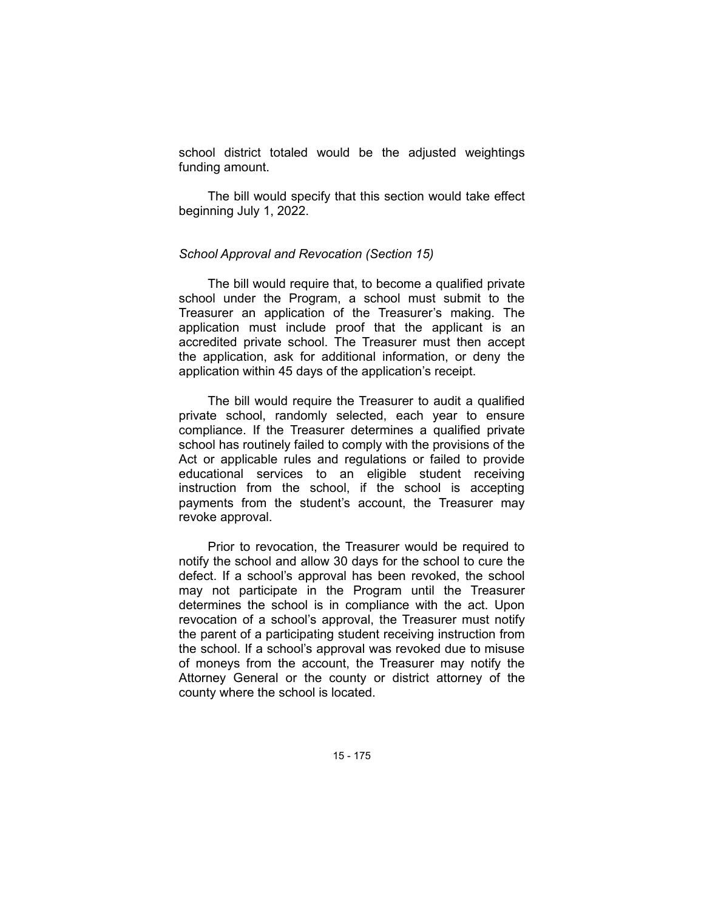school district totaled would be the adjusted weightings funding amount.

The bill would specify that this section would take effect beginning July 1, 2022.

*School Approval and Revocation (Section 15)*

The bill would require that, to become a qualified private school under the Program, a school must submit to the Treasurer an application of the Treasurer's making. The application must include proof that the applicant is an accredited private school. The Treasurer must then accept the application, ask for additional information, or deny the application within 45 days of the application's receipt.

The bill would require the Treasurer to audit a qualified private school, randomly selected, each year to ensure compliance. If the Treasurer determines a qualified private school has routinely failed to comply with the provisions of the Act or applicable rules and regulations or failed to provide educational services to an eligible student receiving instruction from the school, if the school is accepting payments from the student's account, the Treasurer may revoke approval.

Prior to revocation, the Treasurer would be required to notify the school and allow 30 days for the school to cure the defect. If a school's approval has been revoked, the school may not participate in the Program until the Treasurer determines the school is in compliance with the act. Upon revocation of a school's approval, the Treasurer must notify the parent of a participating student receiving instruction from the school. If a school's approval was revoked due to misuse of moneys from the account, the Treasurer may notify the Attorney General or the county or district attorney of the county where the school is located.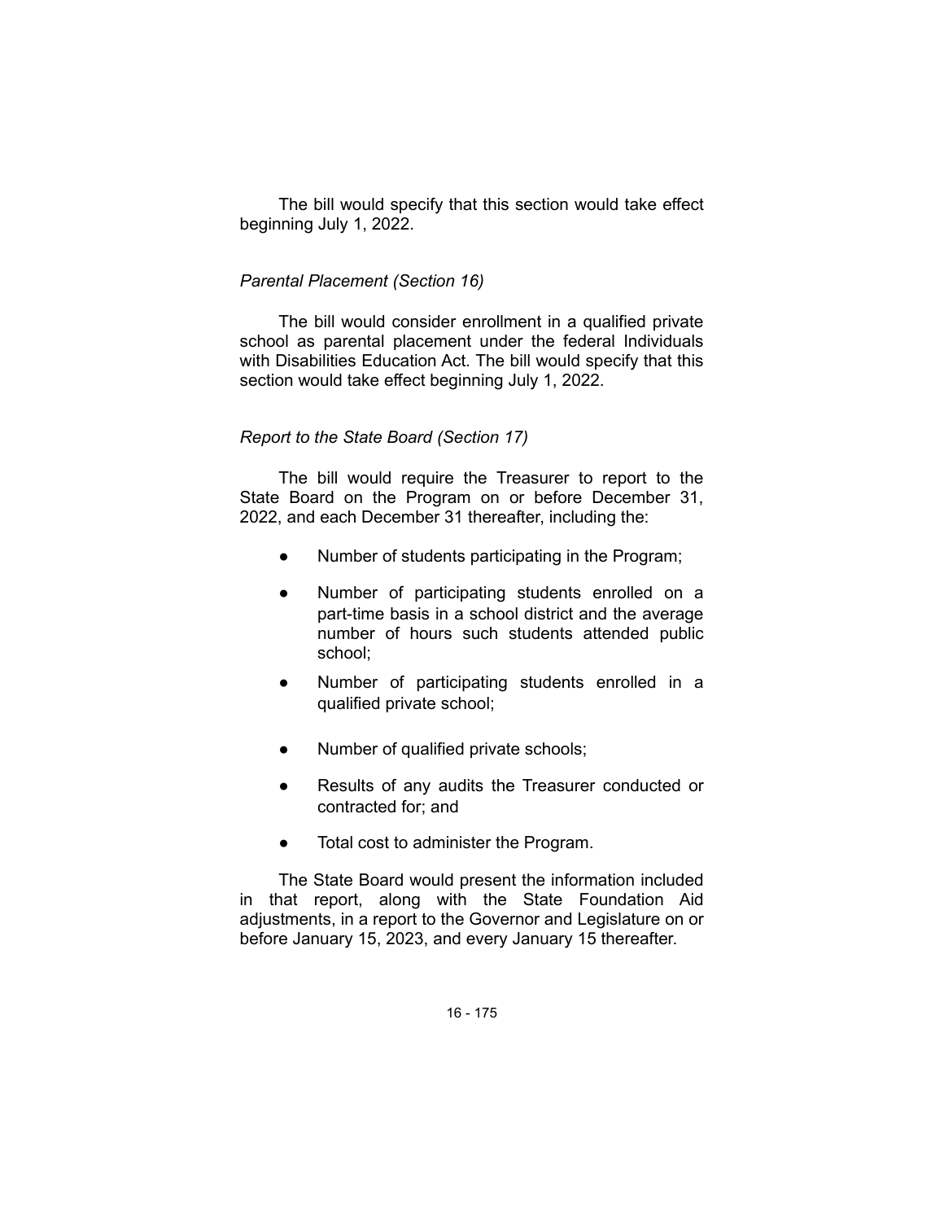The bill would specify that this section would take effect beginning July 1, 2022.

*Parental Placement (Section 16)*

The bill would consider enrollment in a qualified private school as parental placement under the federal Individuals with Disabilities Education Act. The bill would specify that this section would take effect beginning July 1, 2022.

*Report to the State Board (Section 17)*

The bill would require the Treasurer to report to the State Board on the Program on or before December 31, 2022, and each December 31 thereafter, including the:

- Number of students participating in the Program;
- Number of participating students enrolled on a part-time basis in a school district and the average number of hours such students attended public school;
- Number of participating students enrolled in a qualified private school;
- Number of qualified private schools;
- Results of any audits the Treasurer conducted or contracted for; and
- Total cost to administer the Program.

The State Board would present the information included in that report, along with the State Foundation Aid adjustments, in a report to the Governor and Legislature on or before January 15, 2023, and every January 15 thereafter.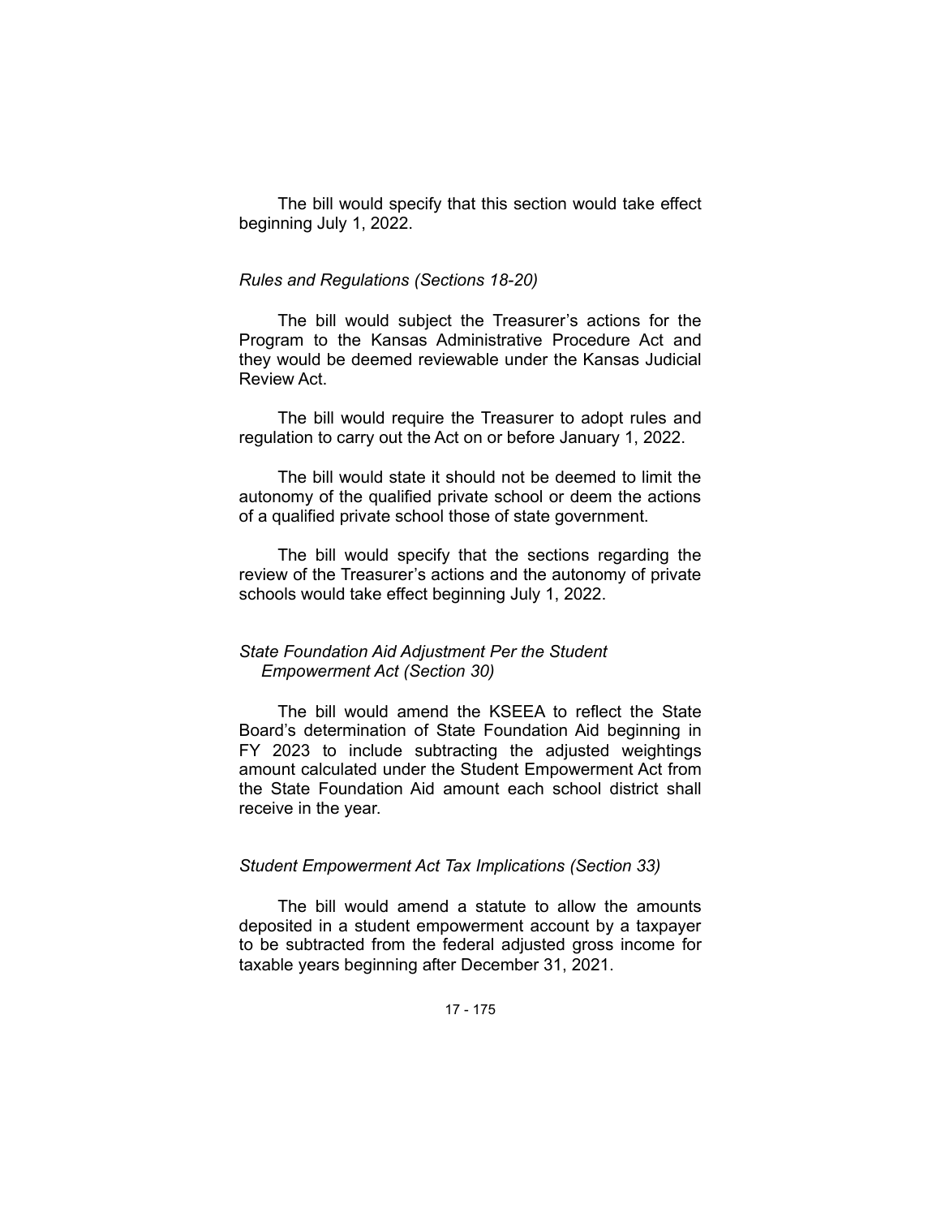The bill would specify that this section would take effect beginning July 1, 2022.

*Rules and Regulations (Sections 18-20)*

The bill would subject the Treasurer's actions for the Program to the Kansas Administrative Procedure Act and they would be deemed reviewable under the Kansas Judicial Review Act.

The bill would require the Treasurer to adopt rules and regulation to carry out the Act on or before January 1, 2022.

The bill would state it should not be deemed to limit the autonomy of the qualified private school or deem the actions of a qualified private school those of state government.

The bill would specify that the sections regarding the review of the Treasurer's actions and the autonomy of private schools would take effect beginning July 1, 2022.

*State Foundation Aid Adjustment Per the Student Empowerment Act (Section 30)*

The bill would amend the KSEEA to reflect the State Board's determination of State Foundation Aid beginning in FY 2023 to include subtracting the adjusted weightings amount calculated under the Student Empowerment Act from the State Foundation Aid amount each school district shall receive in the year.

*Student Empowerment Act Tax Implications (Section 33)*

The bill would amend a statute to allow the amounts deposited in a student empowerment account by a taxpayer to be subtracted from the federal adjusted gross income for taxable years beginning after December 31, 2021.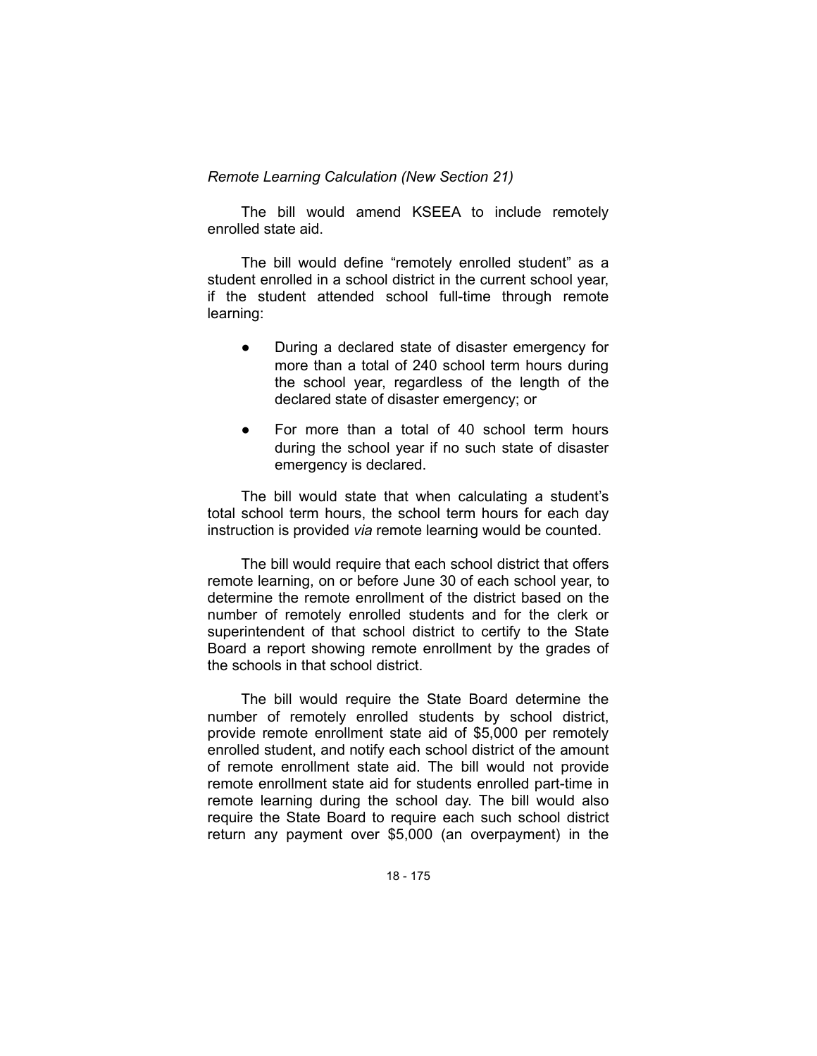*Remote Learning Calculation (New Section 21)*

The bill would amend KSEEA to include remotely enrolled state aid.

The bill would define "remotely enrolled student" as a student enrolled in a school district in the current school year, if the student attended school full-time through remote learning:

- During a declared state of disaster emergency for more than a total of 240 school term hours during the school year, regardless of the length of the declared state of disaster emergency; or
- For more than a total of 40 school term hours during the school year if no such state of disaster emergency is declared.

The bill would state that when calculating a student's total school term hours, the school term hours for each day instruction is provided *via* remote learning would be counted.

The bill would require that each school district that offers remote learning, on or before June 30 of each school year, to determine the remote enrollment of the district based on the number of remotely enrolled students and for the clerk or superintendent of that school district to certify to the State Board a report showing remote enrollment by the grades of the schools in that school district.

The bill would require the State Board determine the number of remotely enrolled students by school district, provide remote enrollment state aid of $5,000 per remotely enrolled student, and notify each school district of the amount of remote enrollment state aid. The bill would not provide remote enrollment state aid for students enrolled part-time in remote learning during the school day. The bill would also require the State Board to require each such school district return any payment over $5,000 (an overpayment) in the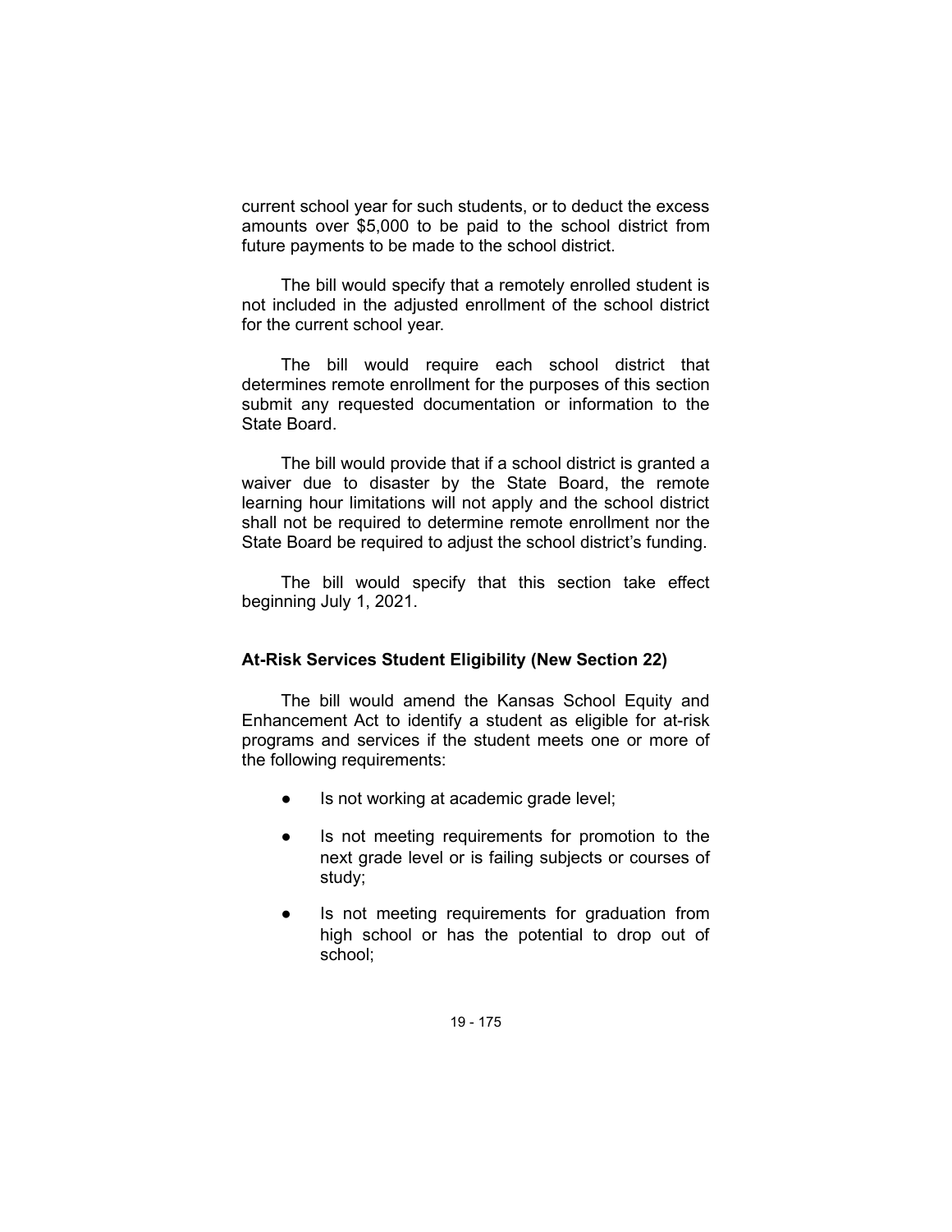current school year for such students, or to deduct the excess amounts over $5,000 to be paid to the school district from future payments to be made to the school district.

The bill would specify that a remotely enrolled student is not included in the adjusted enrollment of the school district for the current school year.

The bill would require each school district that determines remote enrollment for the purposes of this section submit any requested documentation or information to the State Board.

The bill would provide that if a school district is granted a waiver due to disaster by the State Board, the remote learning hour limitations will not apply and the school district shall not be required to determine remote enrollment nor the State Board be required to adjust the school district's funding.

The bill would specify that this section take effect beginning July 1, 2021.

**At-Risk Services Student Eligibility (New Section 22)**

The bill would amend the Kansas School Equity and Enhancement Act to identify a student as eligible for at-risk programs and services if the student meets one or more of the following requirements:

- Is not working at academic grade level;
- Is not meeting requirements for promotion to the next grade level or is failing subjects or courses of study;
- Is not meeting requirements for graduation from high school or has the potential to drop out of school;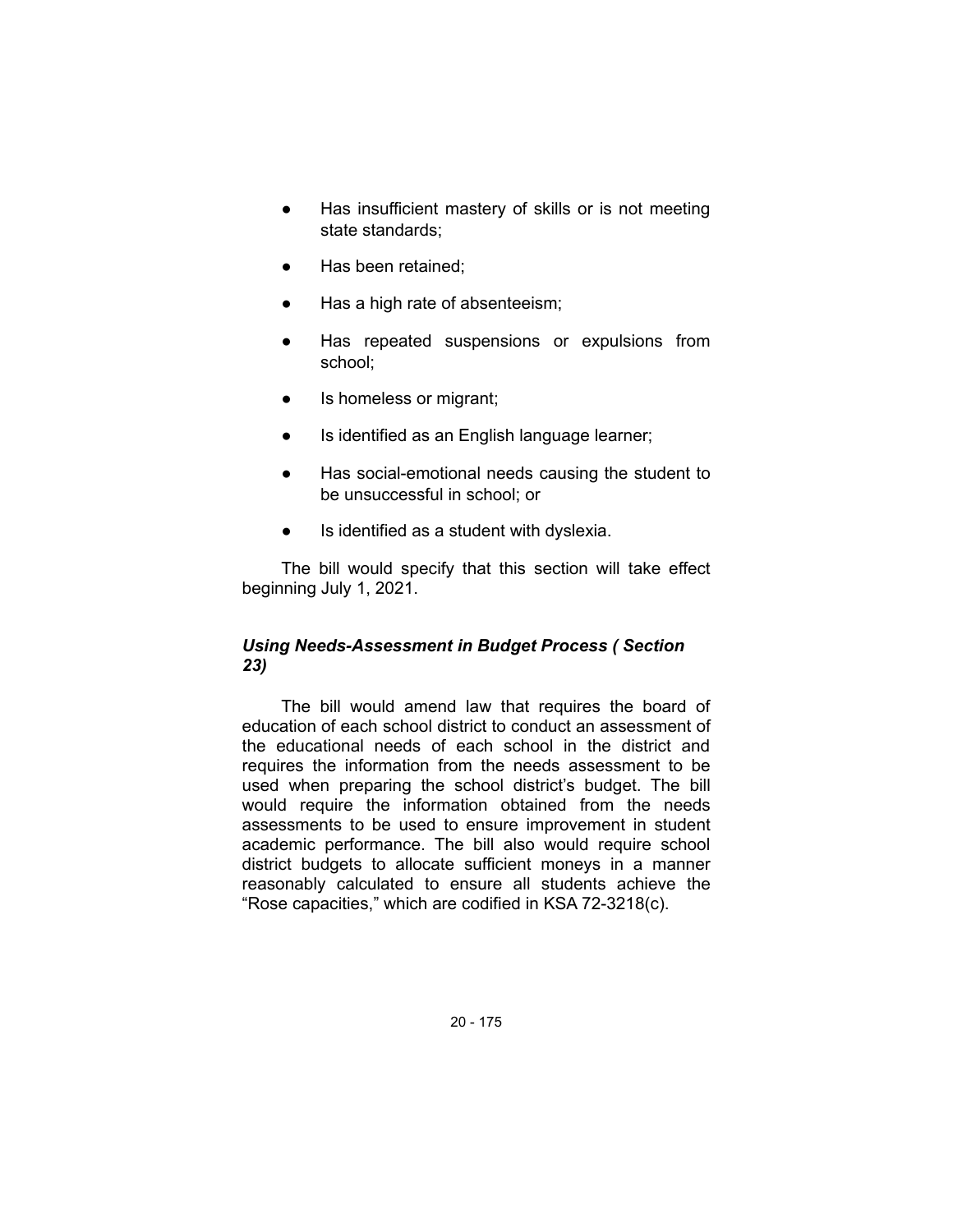- Has insufficient mastery of skills or is not meeting state standards;
- Has been retained;
- Has a high rate of absenteeism;
- Has repeated suspensions or expulsions from school;
- Is homeless or migrant;
- Is identified as an English language learner;
- Has social-emotional needs causing the student to be unsuccessful in school; or
- Is identified as a student with dyslexia.

The bill would specify that this section will take effect beginning July 1, 2021.

### *Using Needs-Assessment in Budget Process ( Section 23)*

The bill would amend law that requires the board of education of each school district to conduct an assessment of the educational needs of each school in the district and requires the information from the needs assessment to be used when preparing the school district's budget. The bill would require the information obtained from the needs assessments to be used to ensure improvement in student academic performance. The bill also would require school district budgets to allocate sufficient moneys in a manner reasonably calculated to ensure all students achieve the "Rose capacities," which are codified in KSA 72-3218(c).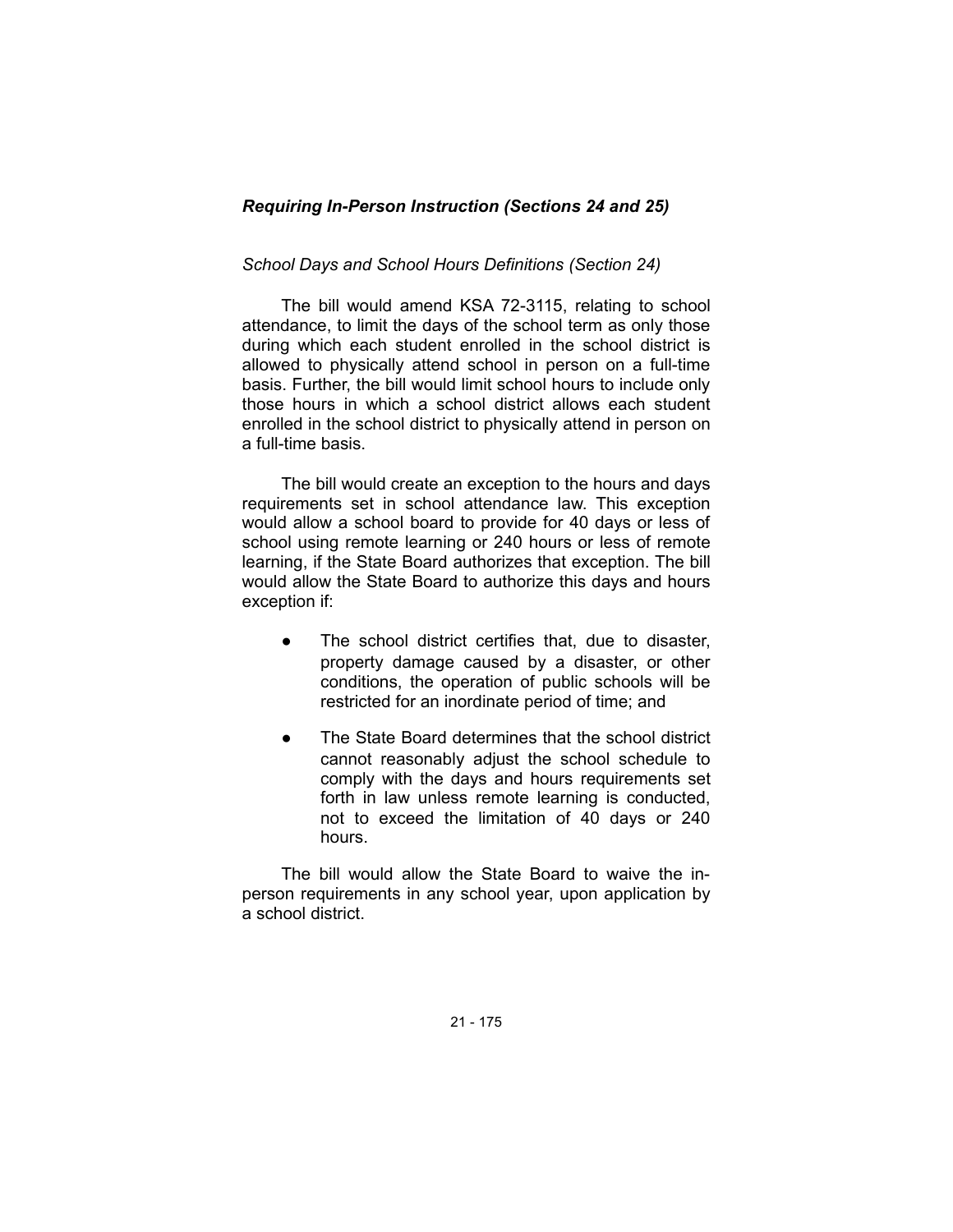### *Requiring In-Person Instruction (Sections 24 and 25)*

*School Days and School Hours Definitions (Section 24)*

The bill would amend KSA 72-3115, relating to school attendance, to limit the days of the school term as only those during which each student enrolled in the school district is allowed to physically attend school in person on a full-time basis. Further, the bill would limit school hours to include only those hours in which a school district allows each student enrolled in the school district to physically attend in person on a full-time basis.

The bill would create an exception to the hours and days requirements set in school attendance law. This exception would allow a school board to provide for 40 days or less of school using remote learning or 240 hours or less of remote learning, if the State Board authorizes that exception. The bill would allow the State Board to authorize this days and hours exception if:

- The school district certifies that, due to disaster, property damage caused by a disaster, or other conditions, the operation of public schools will be restricted for an inordinate period of time; and
- The State Board determines that the school district cannot reasonably adjust the school schedule to comply with the days and hours requirements set forth in law unless remote learning is conducted, not to exceed the limitation of 40 days or 240 hours.

The bill would allow the State Board to waive the in-person requirements in any school year, upon application by a school district.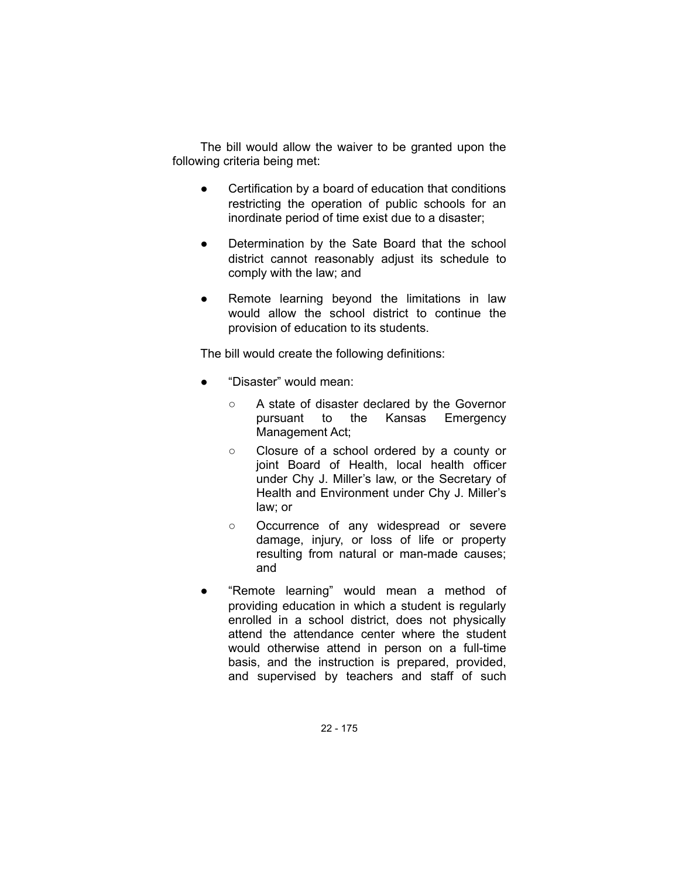The bill would allow the waiver to be granted upon the following criteria being met:

- Certification by a board of education that conditions restricting the operation of public schools for an inordinate period of time exist due to a disaster;
- Determination by the Sate Board that the school district cannot reasonably adjust its schedule to comply with the law; and
- Remote learning beyond the limitations in law would allow the school district to continue the provision of education to its students.

The bill would create the following definitions:

- "Disaster" would mean:
  - A state of disaster declared by the Governor pursuant to the Kansas Emergency Management Act;
  - Closure of a school ordered by a county or joint Board of Health, local health officer under Chy J. Miller's law, or the Secretary of Health and Environment under Chy J. Miller's law; or
  - Occurrence of any widespread or severe damage, injury, or loss of life or property resulting from natural or man-made causes; and
- "Remote learning" would mean a method of providing education in which a student is regularly enrolled in a school district, does not physically attend the attendance center where the student would otherwise attend in person on a full-time basis, and the instruction is prepared, provided, and supervised by teachers and staff of such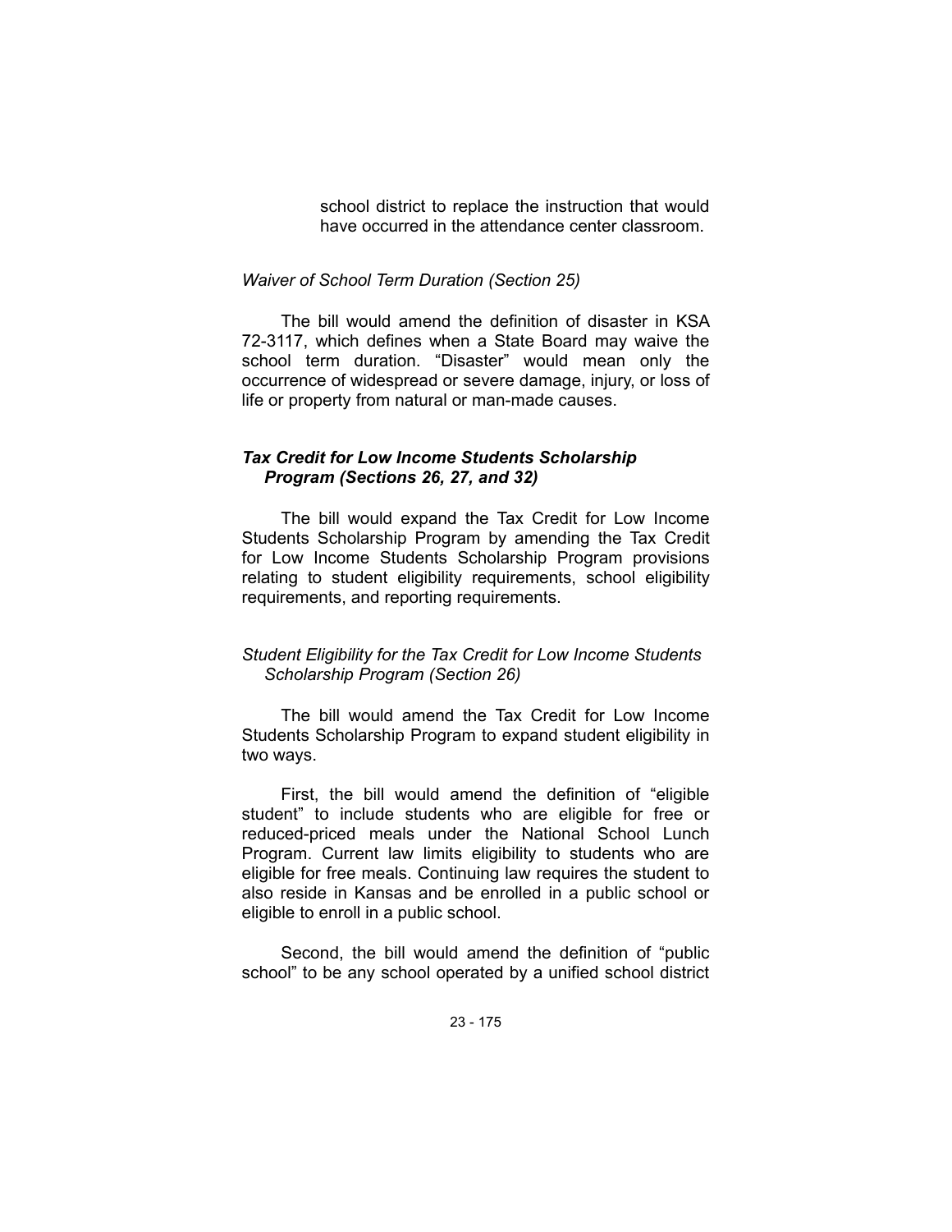school district to replace the instruction that would have occurred in the attendance center classroom.

*Waiver of School Term Duration (Section 25)*

The bill would amend the definition of disaster in KSA 72-3117, which defines when a State Board may waive the school term duration. "Disaster" would mean only the occurrence of widespread or severe damage, injury, or loss of life or property from natural or man-made causes.

***Tax Credit for Low Income Students Scholarship Program (Sections 26, 27, and 32)***

The bill would expand the Tax Credit for Low Income Students Scholarship Program by amending the Tax Credit for Low Income Students Scholarship Program provisions relating to student eligibility requirements, school eligibility requirements, and reporting requirements.

*Student Eligibility for the Tax Credit for Low Income Students Scholarship Program (Section 26)*

The bill would amend the Tax Credit for Low Income Students Scholarship Program to expand student eligibility in two ways.

First, the bill would amend the definition of "eligible student" to include students who are eligible for free or reduced-priced meals under the National School Lunch Program. Current law limits eligibility to students who are eligible for free meals. Continuing law requires the student to also reside in Kansas and be enrolled in a public school or eligible to enroll in a public school.

Second, the bill would amend the definition of "public school" to be any school operated by a unified school district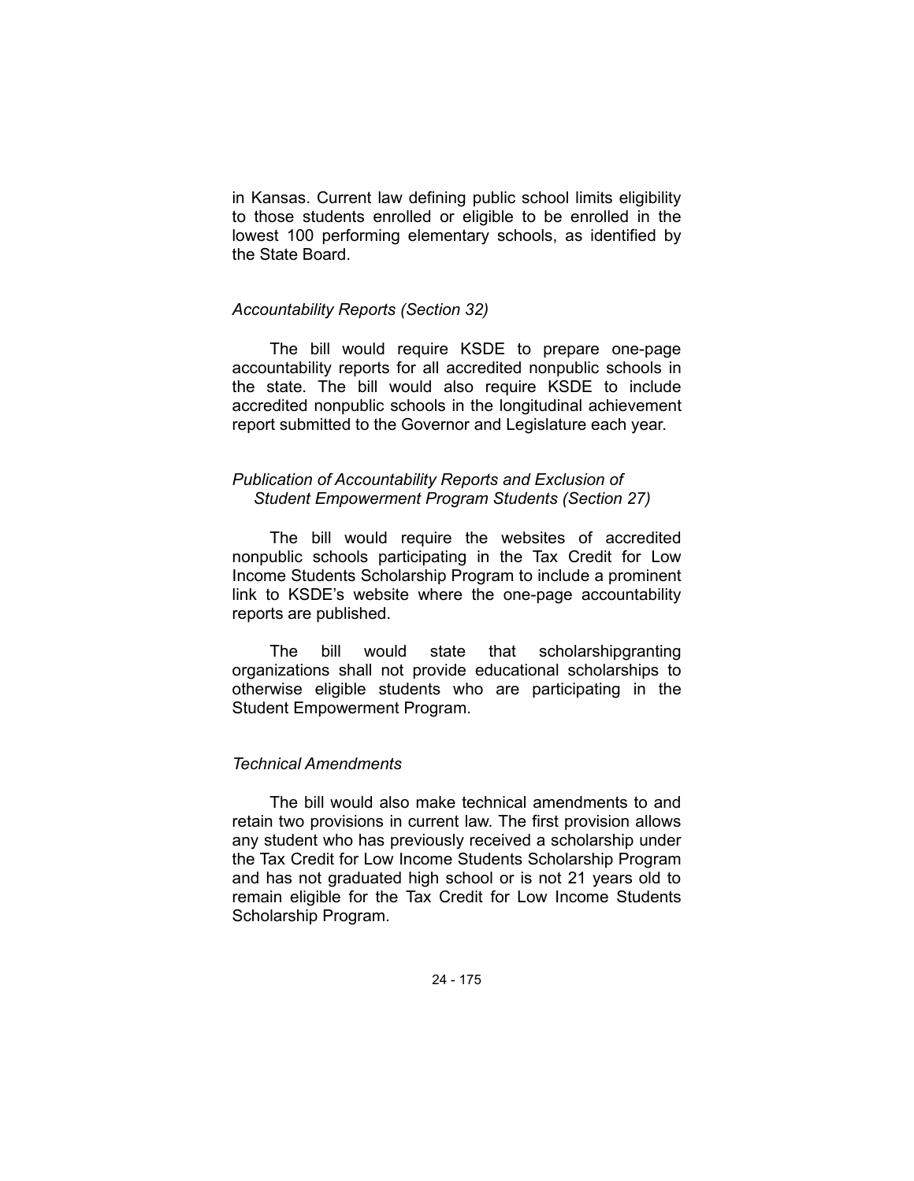in Kansas. Current law defining public school limits eligibility to those students enrolled or eligible to be enrolled in the lowest 100 performing elementary schools, as identified by the State Board.

*Accountability Reports (Section 32)*

The bill would require KSDE to prepare one-page accountability reports for all accredited nonpublic schools in the state. The bill would also require KSDE to include accredited nonpublic schools in the longitudinal achievement report submitted to the Governor and Legislature each year.

*Publication of Accountability Reports and Exclusion of Student Empowerment Program Students (Section 27)*

The bill would require the websites of accredited nonpublic schools participating in the Tax Credit for Low Income Students Scholarship Program to include a prominent link to KSDE's website where the one-page accountability reports are published.

The bill would state that scholarshipgranting organizations shall not provide educational scholarships to otherwise eligible students who are participating in the Student Empowerment Program.

*Technical Amendments*

The bill would also make technical amendments to and retain two provisions in current law. The first provision allows any student who has previously received a scholarship under the Tax Credit for Low Income Students Scholarship Program and has not graduated high school or is not 21 years old to remain eligible for the Tax Credit for Low Income Students Scholarship Program.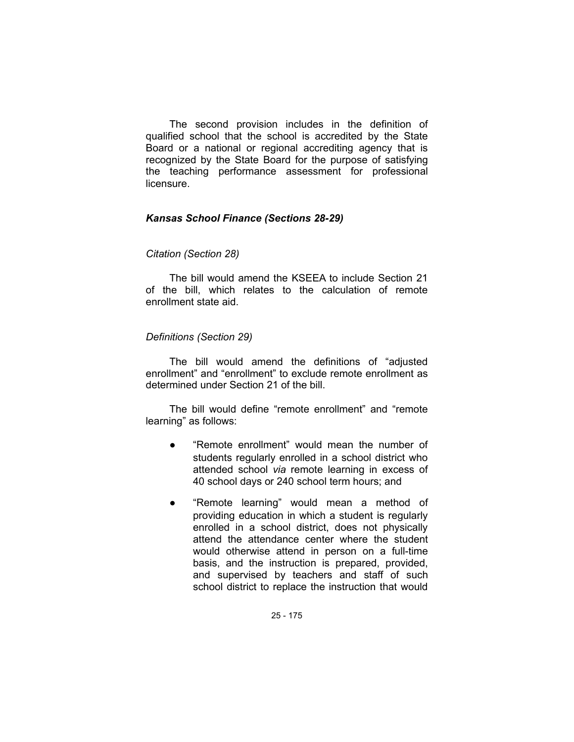The second provision includes in the definition of qualified school that the school is accredited by the State Board or a national or regional accrediting agency that is recognized by the State Board for the purpose of satisfying the teaching performance assessment for professional licensure.

### *Kansas School Finance (Sections 28-29)*

#### *Citation (Section 28)*

The bill would amend the KSEEA to include Section 21 of the bill, which relates to the calculation of remote enrollment state aid.

#### *Definitions (Section 29)*

The bill would amend the definitions of "adjusted enrollment" and "enrollment" to exclude remote enrollment as determined under Section 21 of the bill.

The bill would define "remote enrollment" and "remote learning" as follows:

- "Remote enrollment" would mean the number of students regularly enrolled in a school district who attended school *via* remote learning in excess of 40 school days or 240 school term hours; and
- "Remote learning" would mean a method of providing education in which a student is regularly enrolled in a school district, does not physically attend the attendance center where the student would otherwise attend in person on a full-time basis, and the instruction is prepared, provided, and supervised by teachers and staff of such school district to replace the instruction that would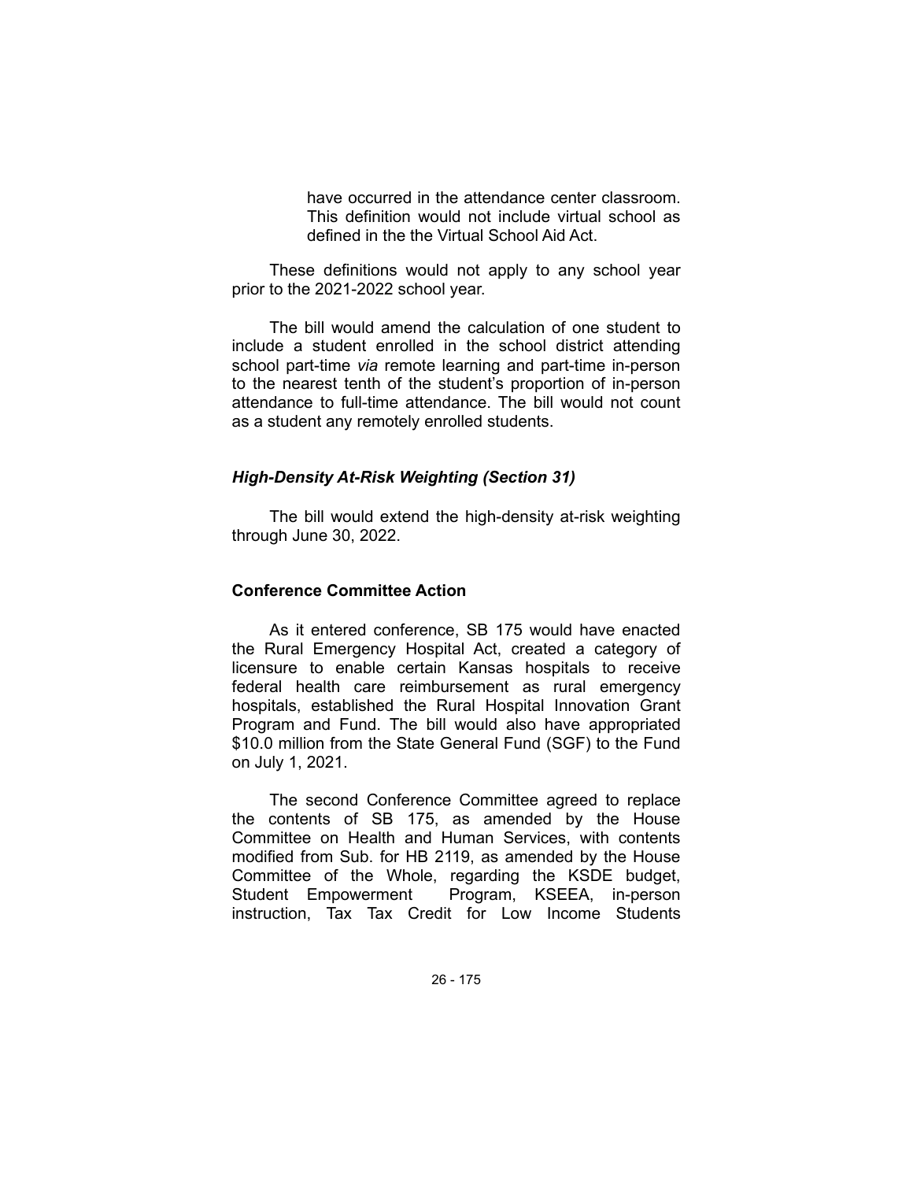have occurred in the attendance center classroom. This definition would not include virtual school as defined in the the Virtual School Aid Act.

These definitions would not apply to any school year prior to the 2021-2022 school year.

The bill would amend the calculation of one student to include a student enrolled in the school district attending school part-time *via* remote learning and part-time in-person to the nearest tenth of the student's proportion of in-person attendance to full-time attendance. The bill would not count as a student any remotely enrolled students.

### *High-Density At-Risk Weighting (Section 31)*

The bill would extend the high-density at-risk weighting through June 30, 2022.

## **Conference Committee Action**

As it entered conference, SB 175 would have enacted the Rural Emergency Hospital Act, created a category of licensure to enable certain Kansas hospitals to receive federal health care reimbursement as rural emergency hospitals, established the Rural Hospital Innovation Grant Program and Fund. The bill would also have appropriated $10.0 million from the State General Fund (SGF) to the Fund on July 1, 2021.

The second Conference Committee agreed to replace the contents of SB 175, as amended by the House Committee on Health and Human Services, with contents modified from Sub. for HB 2119, as amended by the House Committee of the Whole, regarding the KSDE budget, Student Empowerment Program, KSEEA, in-person instruction, Tax Tax Credit for Low Income Students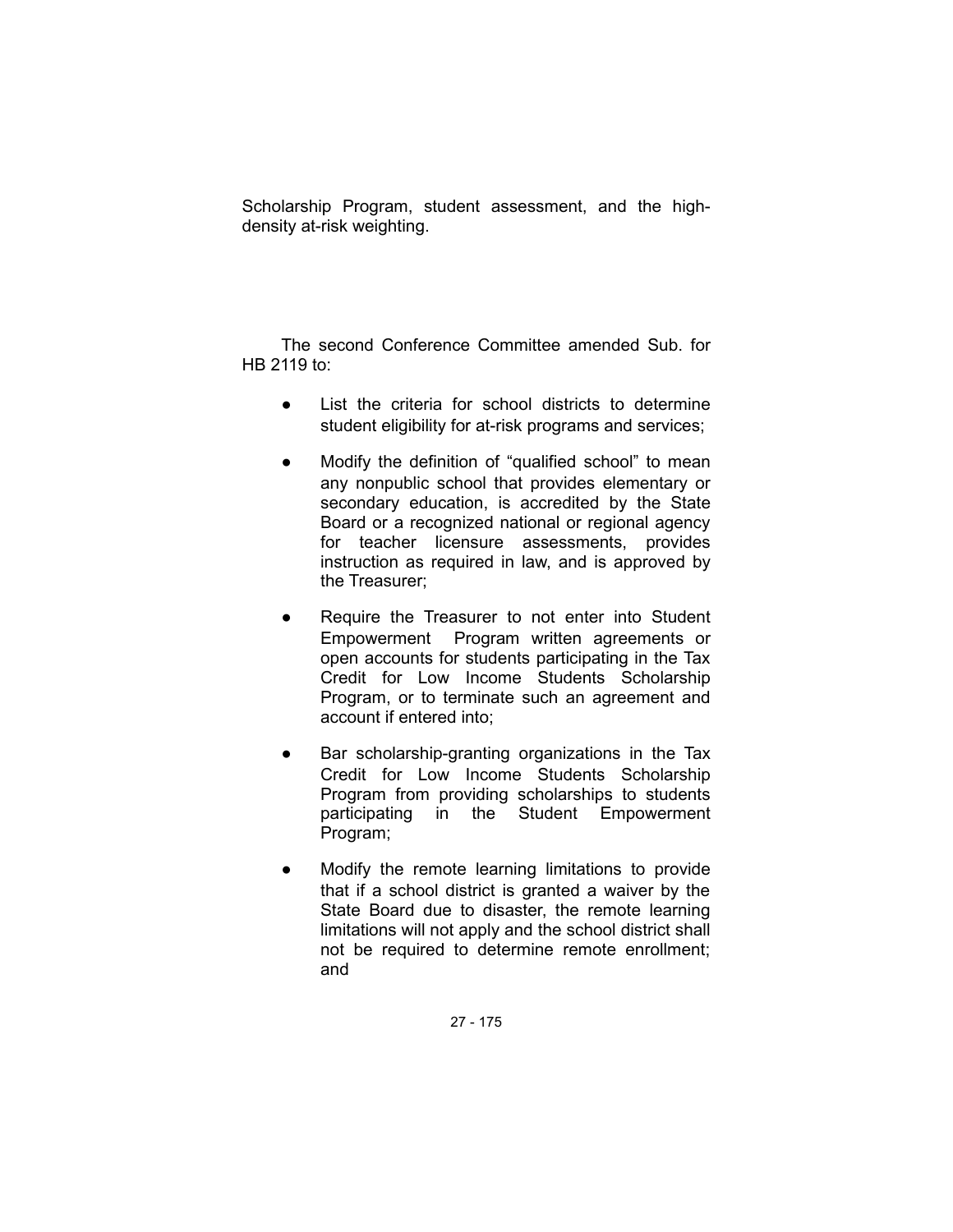Scholarship Program, student assessment, and the high-density at-risk weighting.

The second Conference Committee amended Sub. for HB 2119 to:

- List the criteria for school districts to determine student eligibility for at-risk programs and services;
- Modify the definition of "qualified school" to mean any nonpublic school that provides elementary or secondary education, is accredited by the State Board or a recognized national or regional agency for teacher licensure assessments, provides instruction as required in law, and is approved by the Treasurer;
- Require the Treasurer to not enter into Student Empowerment Program written agreements or open accounts for students participating in the Tax Credit for Low Income Students Scholarship Program, or to terminate such an agreement and account if entered into;
- Bar scholarship-granting organizations in the Tax Credit for Low Income Students Scholarship Program from providing scholarships to students participating in the Student Empowerment Program;
- Modify the remote learning limitations to provide that if a school district is granted a waiver by the State Board due to disaster, the remote learning limitations will not apply and the school district shall not be required to determine remote enrollment; and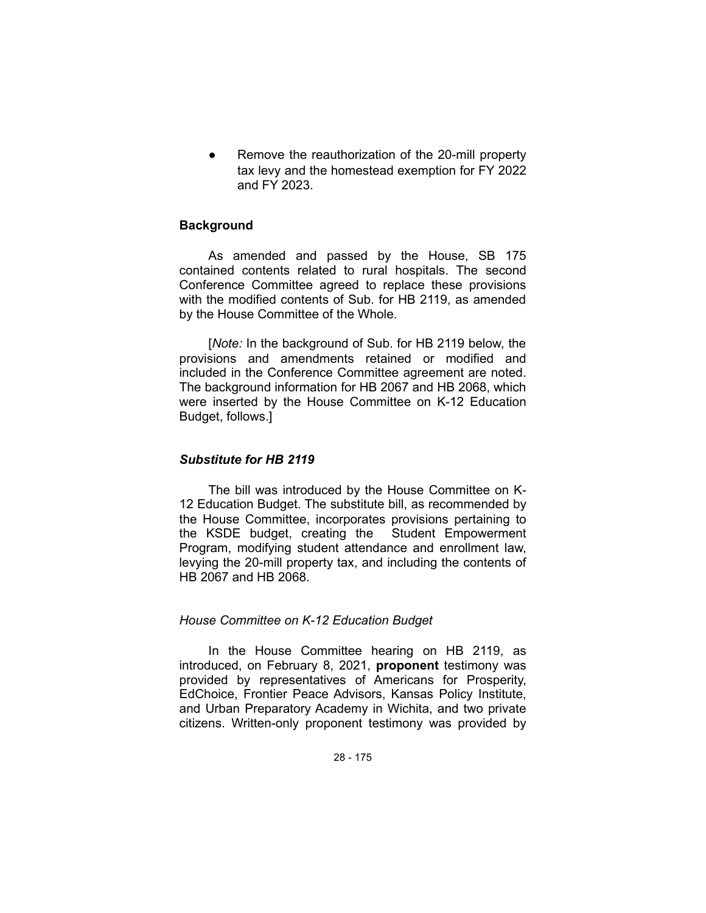- Remove the reauthorization of the 20-mill property tax levy and the homestead exemption for FY 2022 and FY 2023.

### Background

As amended and passed by the House, SB 175 contained contents related to rural hospitals. The second Conference Committee agreed to replace these provisions with the modified contents of Sub. for HB 2119, as amended by the House Committee of the Whole.

[*Note:* In the background of Sub. for HB 2119 below, the provisions and amendments retained or modified and included in the Conference Committee agreement are noted. The background information for HB 2067 and HB 2068, which were inserted by the House Committee on K-12 Education Budget, follows.]

### *Substitute for HB 2119*

The bill was introduced by the House Committee on K-12 Education Budget. The substitute bill, as recommended by the House Committee, incorporates provisions pertaining to the KSDE budget, creating the Student Empowerment Program, modifying student attendance and enrollment law, levying the 20-mill property tax, and including the contents of HB 2067 and HB 2068.

*House Committee on K-12 Education Budget*

In the House Committee hearing on HB 2119, as introduced, on February 8, 2021, **proponent** testimony was provided by representatives of Americans for Prosperity, EdChoice, Frontier Peace Advisors, Kansas Policy Institute, and Urban Preparatory Academy in Wichita, and two private citizens. Written-only proponent testimony was provided by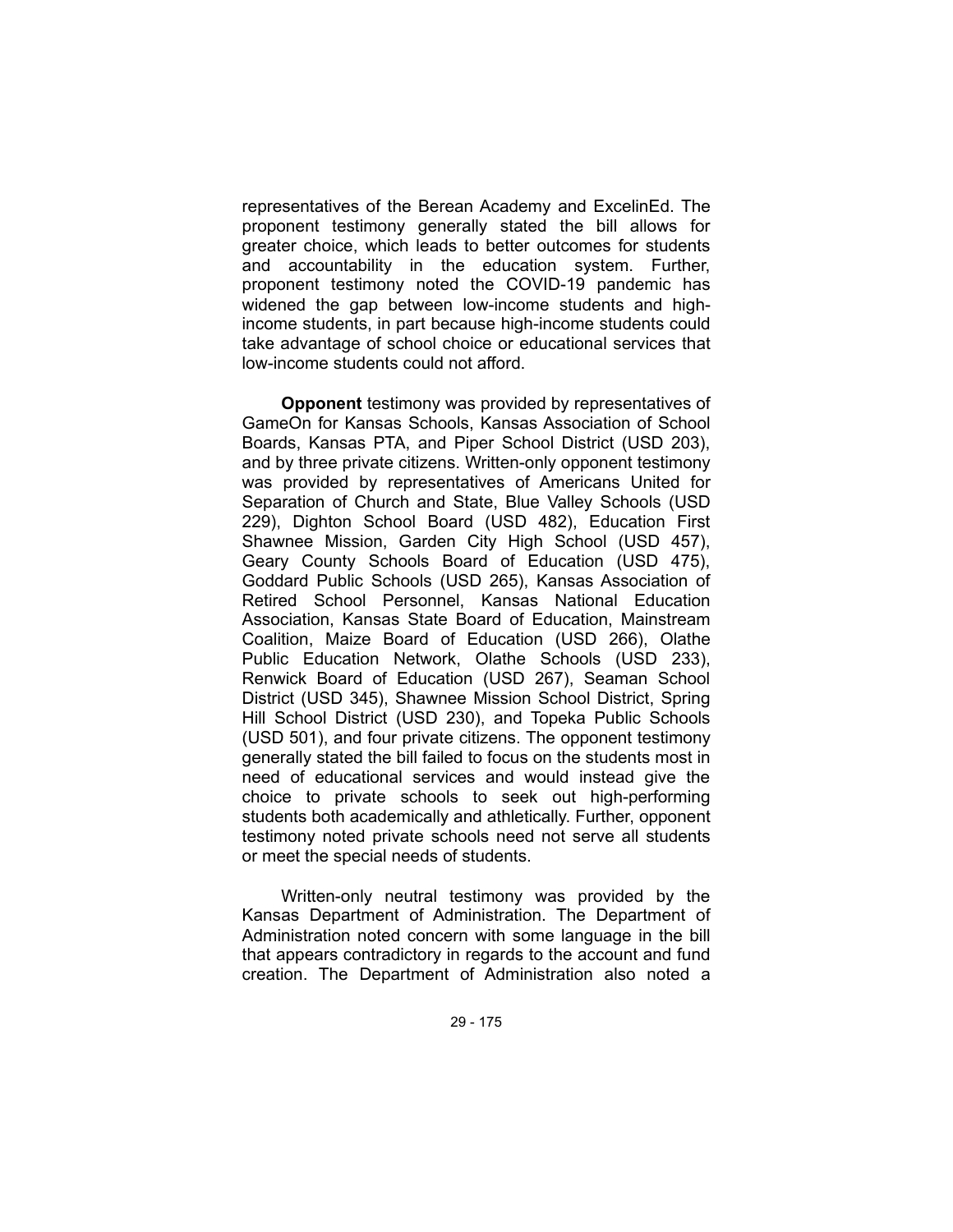representatives of the Berean Academy and ExcelinEd. The proponent testimony generally stated the bill allows for greater choice, which leads to better outcomes for students and accountability in the education system. Further, proponent testimony noted the COVID-19 pandemic has widened the gap between low-income students and high-income students, in part because high-income students could take advantage of school choice or educational services that low-income students could not afford.

**Opponent** testimony was provided by representatives of GameOn for Kansas Schools, Kansas Association of School Boards, Kansas PTA, and Piper School District (USD 203), and by three private citizens. Written-only opponent testimony was provided by representatives of Americans United for Separation of Church and State, Blue Valley Schools (USD 229), Dighton School Board (USD 482), Education First Shawnee Mission, Garden City High School (USD 457), Geary County Schools Board of Education (USD 475), Goddard Public Schools (USD 265), Kansas Association of Retired School Personnel, Kansas National Education Association, Kansas State Board of Education, Mainstream Coalition, Maize Board of Education (USD 266), Olathe Public Education Network, Olathe Schools (USD 233), Renwick Board of Education (USD 267), Seaman School District (USD 345), Shawnee Mission School District, Spring Hill School District (USD 230), and Topeka Public Schools (USD 501), and four private citizens. The opponent testimony generally stated the bill failed to focus on the students most in need of educational services and would instead give the choice to private schools to seek out high-performing students both academically and athletically. Further, opponent testimony noted private schools need not serve all students or meet the special needs of students.

Written-only neutral testimony was provided by the Kansas Department of Administration. The Department of Administration noted concern with some language in the bill that appears contradictory in regards to the account and fund creation. The Department of Administration also noted a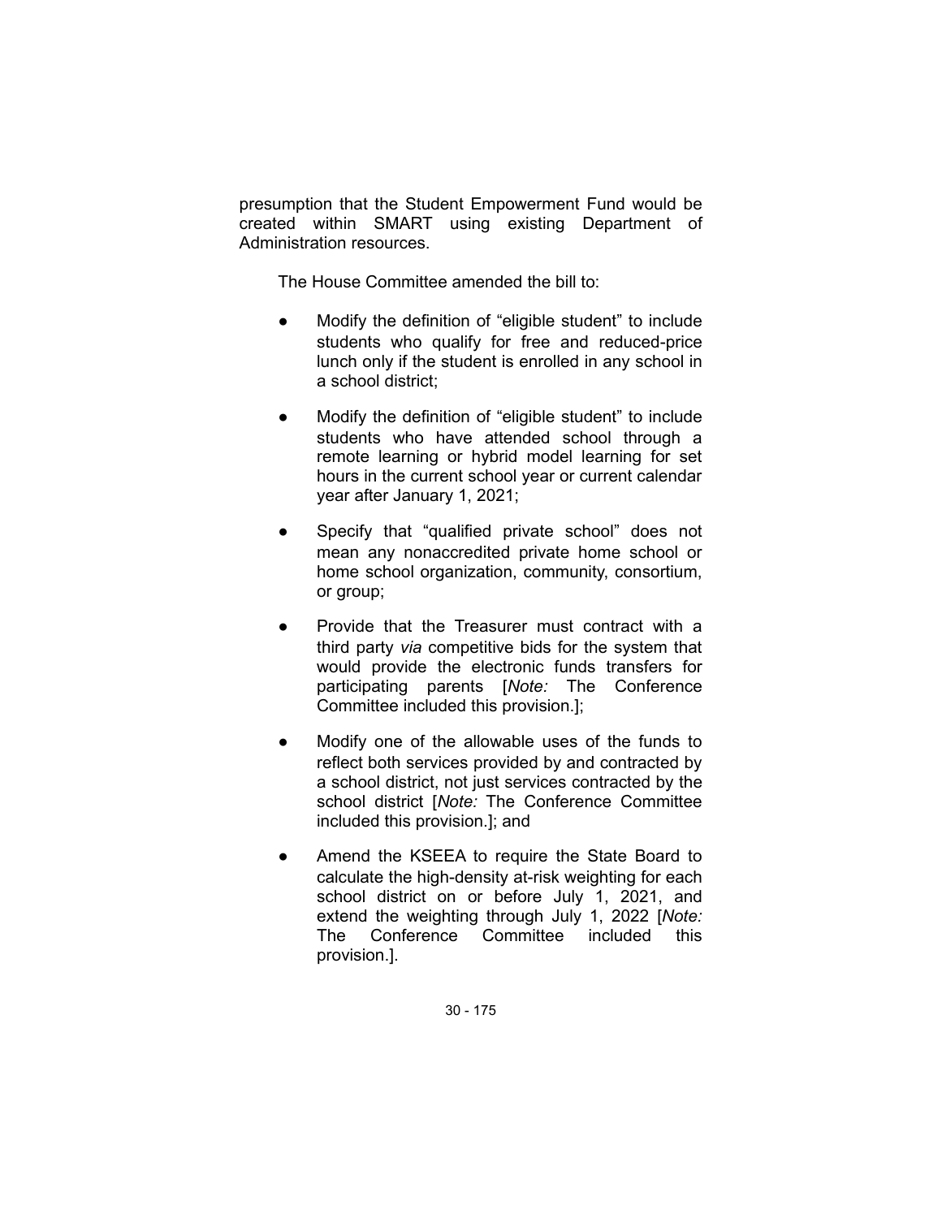presumption that the Student Empowerment Fund would be created within SMART using existing Department of Administration resources.

The House Committee amended the bill to:

- Modify the definition of "eligible student" to include students who qualify for free and reduced-price lunch only if the student is enrolled in any school in a school district;
- Modify the definition of "eligible student" to include students who have attended school through a remote learning or hybrid model learning for set hours in the current school year or current calendar year after January 1, 2021;
- Specify that "qualified private school" does not mean any nonaccredited private home school or home school organization, community, consortium, or group;
- Provide that the Treasurer must contract with a third party *via* competitive bids for the system that would provide the electronic funds transfers for participating parents [*Note:* The Conference Committee included this provision.];
- Modify one of the allowable uses of the funds to reflect both services provided by and contracted by a school district, not just services contracted by the school district [*Note:* The Conference Committee included this provision.]; and
- Amend the KSEEA to require the State Board to calculate the high-density at-risk weighting for each school district on or before July 1, 2021, and extend the weighting through July 1, 2022 [*Note:* The Conference Committee included this provision.].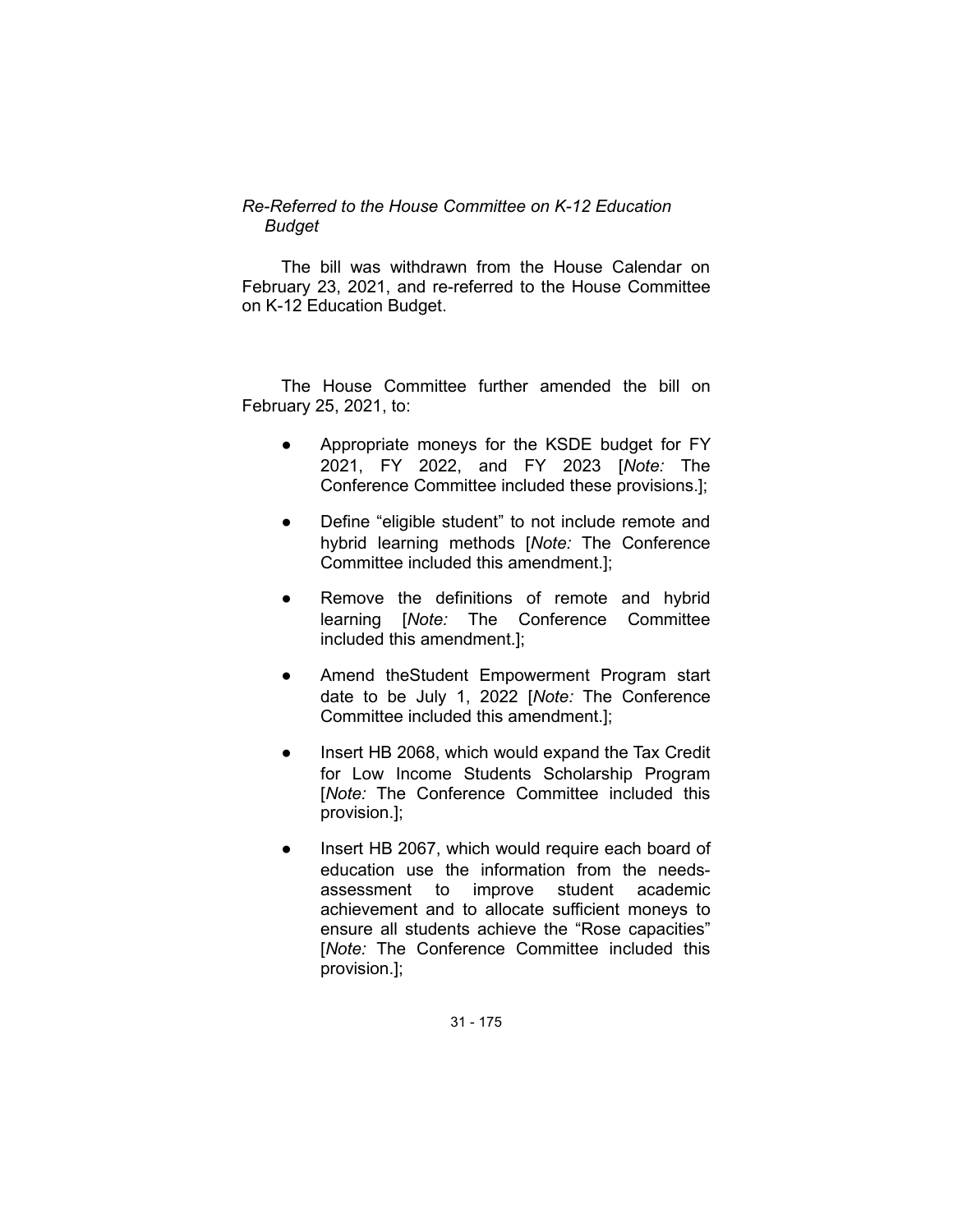*Re-Referred to the House Committee on K-12 Education Budget*

The bill was withdrawn from the House Calendar on February 23, 2021, and re-referred to the House Committee on K-12 Education Budget.

The House Committee further amended the bill on February 25, 2021, to:

- Appropriate moneys for the KSDE budget for FY 2021, FY 2022, and FY 2023 [*Note:* The Conference Committee included these provisions.];
- Define "eligible student" to not include remote and hybrid learning methods [*Note:* The Conference Committee included this amendment.];
- Remove the definitions of remote and hybrid learning [*Note:* The Conference Committee included this amendment.];
- Amend theStudent Empowerment Program start date to be July 1, 2022 [*Note:* The Conference Committee included this amendment.];
- Insert HB 2068, which would expand the Tax Credit for Low Income Students Scholarship Program [*Note:* The Conference Committee included this provision.];
- Insert HB 2067, which would require each board of education use the information from the needs-assessment to improve student academic achievement and to allocate sufficient moneys to ensure all students achieve the "Rose capacities" [*Note:* The Conference Committee included this provision.];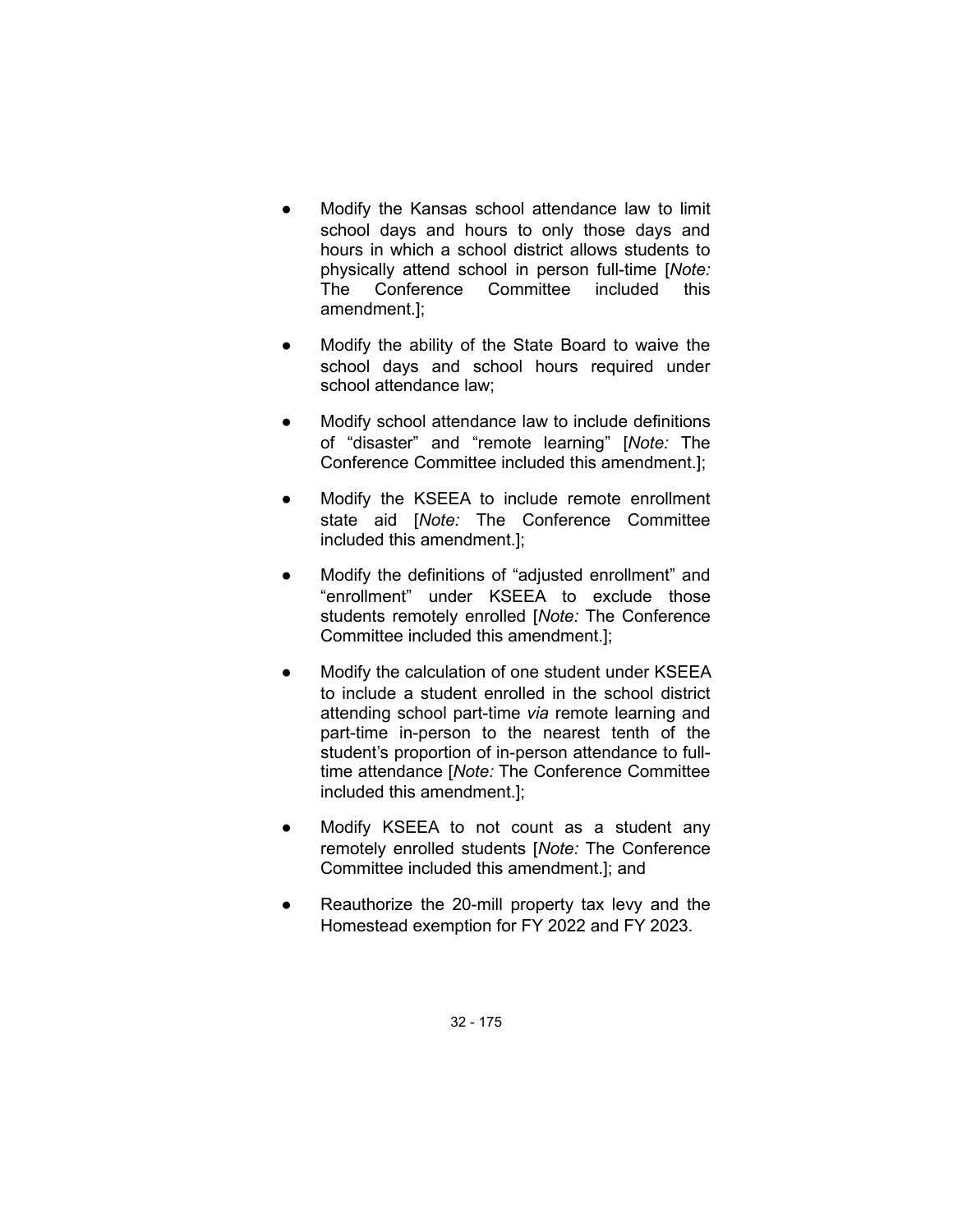- Modify the Kansas school attendance law to limit school days and hours to only those days and hours in which a school district allows students to physically attend school in person full-time [*Note:* The Conference Committee included this amendment.];
- Modify the ability of the State Board to waive the school days and school hours required under school attendance law;
- Modify school attendance law to include definitions of "disaster" and "remote learning" [*Note:* The Conference Committee included this amendment.];
- Modify the KSEEA to include remote enrollment state aid [*Note:* The Conference Committee included this amendment.];
- Modify the definitions of "adjusted enrollment" and "enrollment" under KSEEA to exclude those students remotely enrolled [*Note:* The Conference Committee included this amendment.];
- Modify the calculation of one student under KSEEA to include a student enrolled in the school district attending school part-time *via* remote learning and part-time in-person to the nearest tenth of the student's proportion of in-person attendance to full-time attendance [*Note:* The Conference Committee included this amendment.];
- Modify KSEEA to not count as a student any remotely enrolled students [*Note:* The Conference Committee included this amendment.]; and
- Reauthorize the 20-mill property tax levy and the Homestead exemption for FY 2022 and FY 2023.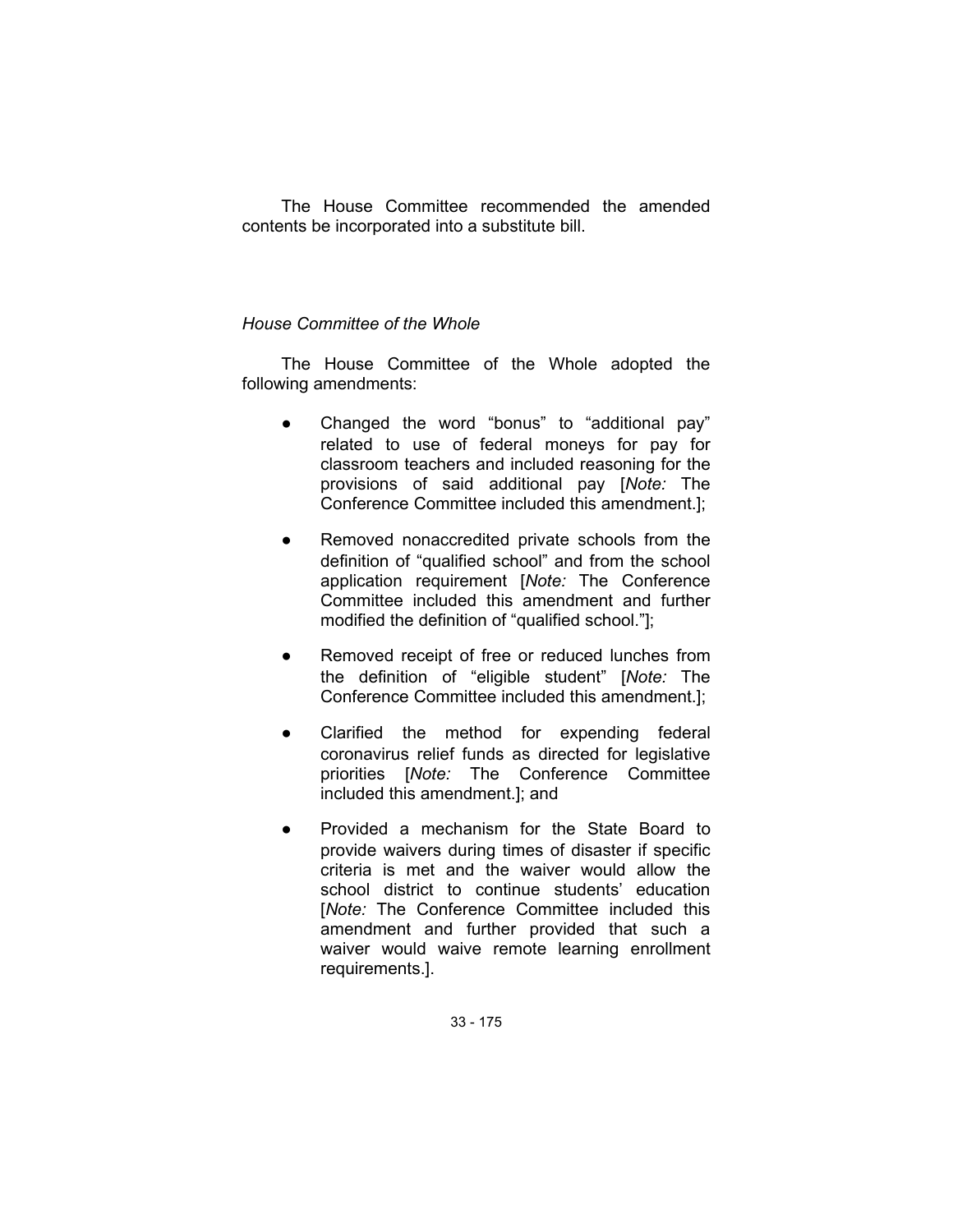The House Committee recommended the amended contents be incorporated into a substitute bill.

*House Committee of the Whole*

The House Committee of the Whole adopted the following amendments:

- Changed the word "bonus" to "additional pay" related to use of federal moneys for pay for classroom teachers and included reasoning for the provisions of said additional pay [*Note:* The Conference Committee included this amendment.];
- Removed nonaccredited private schools from the definition of "qualified school" and from the school application requirement [*Note:* The Conference Committee included this amendment and further modified the definition of "qualified school."];
- Removed receipt of free or reduced lunches from the definition of "eligible student" [*Note:* The Conference Committee included this amendment.];
- Clarified the method for expending federal coronavirus relief funds as directed for legislative priorities [*Note:* The Conference Committee included this amendment.]; and
- Provided a mechanism for the State Board to provide waivers during times of disaster if specific criteria is met and the waiver would allow the school district to continue students' education [*Note:* The Conference Committee included this amendment and further provided that such a waiver would waive remote learning enrollment requirements.].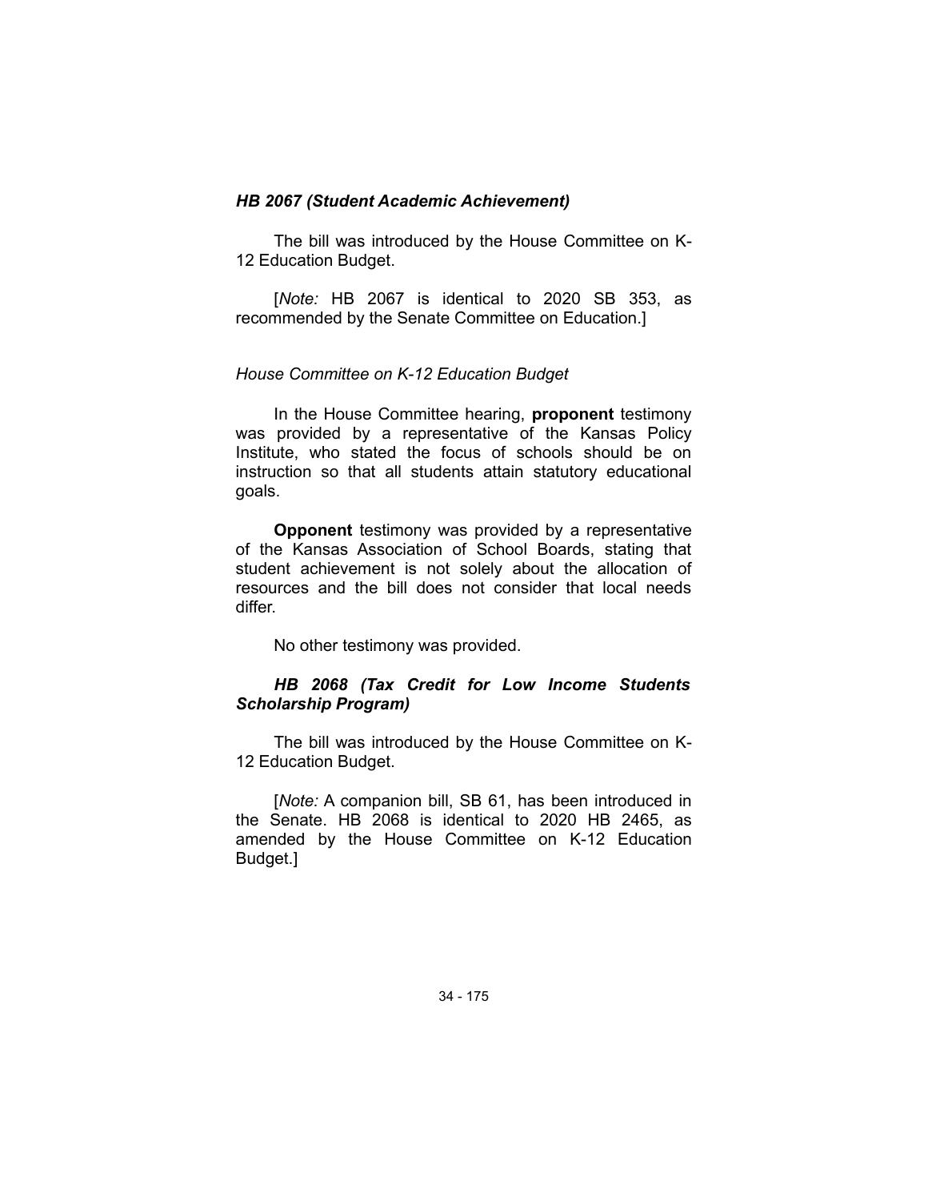### *HB 2067 (Student Academic Achievement)*

The bill was introduced by the House Committee on K-12 Education Budget.

[*Note:* HB 2067 is identical to 2020 SB 353, as recommended by the Senate Committee on Education.]

#### *House Committee on K-12 Education Budget*

In the House Committee hearing, **proponent** testimony was provided by a representative of the Kansas Policy Institute, who stated the focus of schools should be on instruction so that all students attain statutory educational goals.

**Opponent** testimony was provided by a representative of the Kansas Association of School Boards, stating that student achievement is not solely about the allocation of resources and the bill does not consider that local needs differ.

No other testimony was provided.

### *HB 2068 (Tax Credit for Low Income Students Scholarship Program)*

The bill was introduced by the House Committee on K-12 Education Budget.

[*Note:* A companion bill, SB 61, has been introduced in the Senate. HB 2068 is identical to 2020 HB 2465, as amended by the House Committee on K-12 Education Budget.]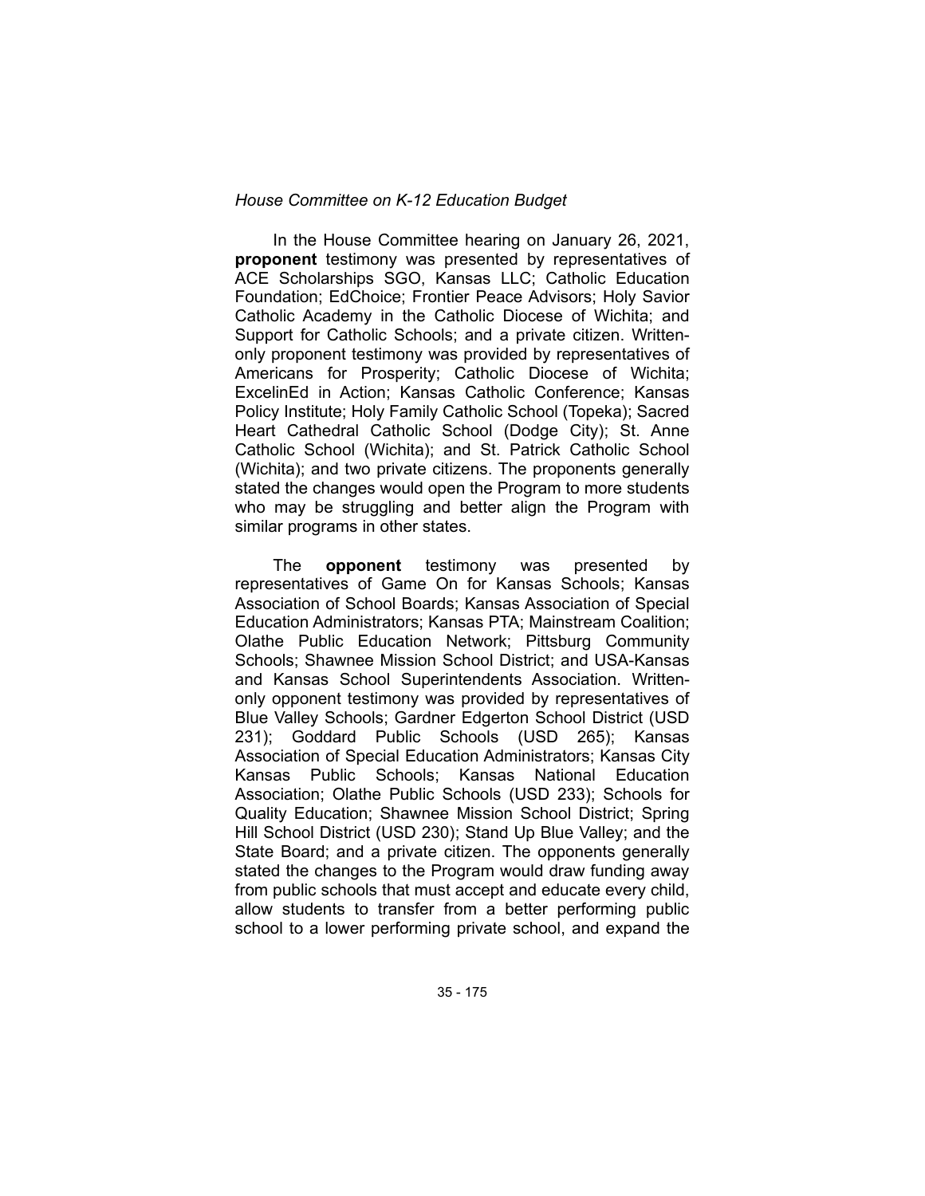*House Committee on K-12 Education Budget*

In the House Committee hearing on January 26, 2021, **proponent** testimony was presented by representatives of ACE Scholarships SGO, Kansas LLC; Catholic Education Foundation; EdChoice; Frontier Peace Advisors; Holy Savior Catholic Academy in the Catholic Diocese of Wichita; and Support for Catholic Schools; and a private citizen. Written-only proponent testimony was provided by representatives of Americans for Prosperity; Catholic Diocese of Wichita; ExcelinEd in Action; Kansas Catholic Conference; Kansas Policy Institute; Holy Family Catholic School (Topeka); Sacred Heart Cathedral Catholic School (Dodge City); St. Anne Catholic School (Wichita); and St. Patrick Catholic School (Wichita); and two private citizens. The proponents generally stated the changes would open the Program to more students who may be struggling and better align the Program with similar programs in other states.

The **opponent** testimony was presented by representatives of Game On for Kansas Schools; Kansas Association of School Boards; Kansas Association of Special Education Administrators; Kansas PTA; Mainstream Coalition; Olathe Public Education Network; Pittsburg Community Schools; Shawnee Mission School District; and USA-Kansas and Kansas School Superintendents Association. Written-only opponent testimony was provided by representatives of Blue Valley Schools; Gardner Edgerton School District (USD 231); Goddard Public Schools (USD 265); Kansas Association of Special Education Administrators; Kansas City Kansas Public Schools; Kansas National Education Association; Olathe Public Schools (USD 233); Schools for Quality Education; Shawnee Mission School District; Spring Hill School District (USD 230); Stand Up Blue Valley; and the State Board; and a private citizen. The opponents generally stated the changes to the Program would draw funding away from public schools that must accept and educate every child, allow students to transfer from a better performing public school to a lower performing private school, and expand the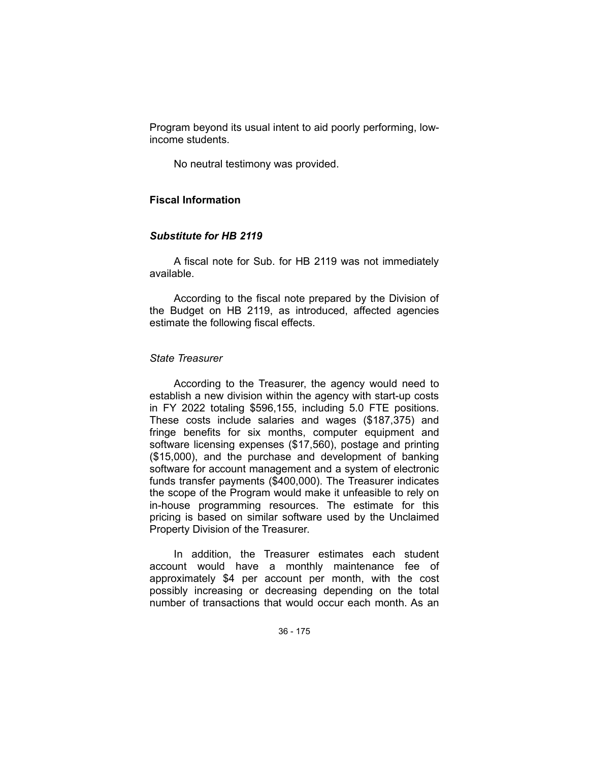Program beyond its usual intent to aid poorly performing, low-income students.

No neutral testimony was provided.

## Fiscal Information

### *Substitute for HB 2119*

A fiscal note for Sub. for HB 2119 was not immediately available.

According to the fiscal note prepared by the Division of the Budget on HB 2119, as introduced, affected agencies estimate the following fiscal effects.

*State Treasurer*

According to the Treasurer, the agency would need to establish a new division within the agency with start-up costs in FY 2022 totaling $596,155, including 5.0 FTE positions. These costs include salaries and wages ($187,375) and fringe benefits for six months, computer equipment and software licensing expenses ($17,560), postage and printing ($15,000), and the purchase and development of banking software for account management and a system of electronic funds transfer payments ($400,000). The Treasurer indicates the scope of the Program would make it unfeasible to rely on in-house programming resources. The estimate for this pricing is based on similar software used by the Unclaimed Property Division of the Treasurer.

In addition, the Treasurer estimates each student account would have a monthly maintenance fee of approximately $4 per account per month, with the cost possibly increasing or decreasing depending on the total number of transactions that would occur each month. As an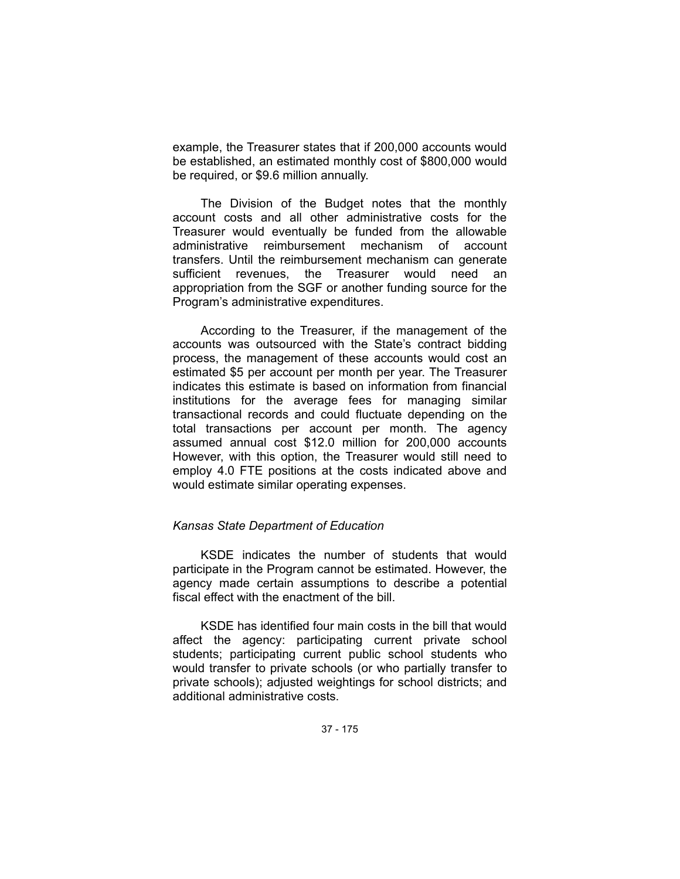example, the Treasurer states that if 200,000 accounts would be established, an estimated monthly cost of $800,000 would be required, or $9.6 million annually.

The Division of the Budget notes that the monthly account costs and all other administrative costs for the Treasurer would eventually be funded from the allowable administrative reimbursement mechanism of account transfers. Until the reimbursement mechanism can generate sufficient revenues, the Treasurer would need an appropriation from the SGF or another funding source for the Program's administrative expenditures.

According to the Treasurer, if the management of the accounts was outsourced with the State's contract bidding process, the management of these accounts would cost an estimated $5 per account per month per year. The Treasurer indicates this estimate is based on information from financial institutions for the average fees for managing similar transactional records and could fluctuate depending on the total transactions per account per month. The agency assumed annual cost $12.0 million for 200,000 accounts However, with this option, the Treasurer would still need to employ 4.0 FTE positions at the costs indicated above and would estimate similar operating expenses.

*Kansas State Department of Education*

KSDE indicates the number of students that would participate in the Program cannot be estimated. However, the agency made certain assumptions to describe a potential fiscal effect with the enactment of the bill.

KSDE has identified four main costs in the bill that would affect the agency: participating current private school students; participating current public school students who would transfer to private schools (or who partially transfer to private schools); adjusted weightings for school districts; and additional administrative costs.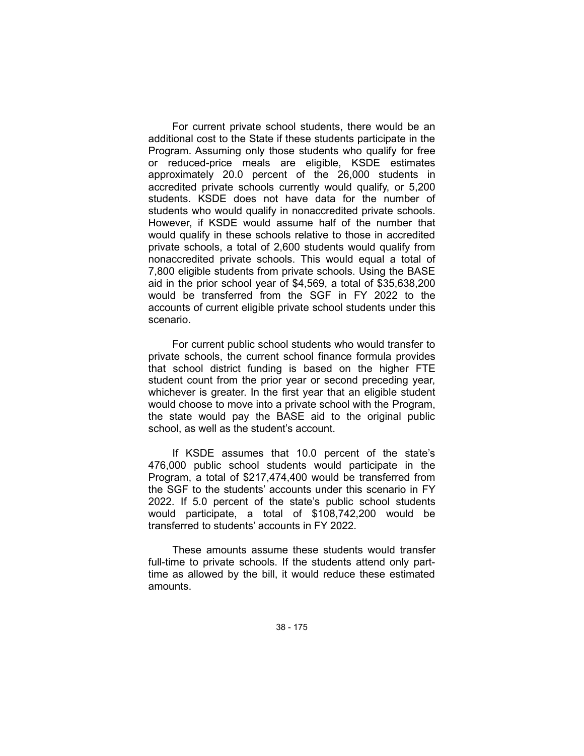For current private school students, there would be an additional cost to the State if these students participate in the Program. Assuming only those students who qualify for free or reduced-price meals are eligible, KSDE estimates approximately 20.0 percent of the 26,000 students in accredited private schools currently would qualify, or 5,200 students. KSDE does not have data for the number of students who would qualify in nonaccredited private schools. However, if KSDE would assume half of the number that would qualify in these schools relative to those in accredited private schools, a total of 2,600 students would qualify from nonaccredited private schools. This would equal a total of 7,800 eligible students from private schools. Using the BASE aid in the prior school year of $4,569, a total of $35,638,200 would be transferred from the SGF in FY 2022 to the accounts of current eligible private school students under this scenario.

For current public school students who would transfer to private schools, the current school finance formula provides that school district funding is based on the higher FTE student count from the prior year or second preceding year, whichever is greater. In the first year that an eligible student would choose to move into a private school with the Program, the state would pay the BASE aid to the original public school, as well as the student's account.

If KSDE assumes that 10.0 percent of the state's 476,000 public school students would participate in the Program, a total of $217,474,400 would be transferred from the SGF to the students' accounts under this scenario in FY 2022. If 5.0 percent of the state's public school students would participate, a total of $108,742,200 would be transferred to students' accounts in FY 2022.

These amounts assume these students would transfer full-time to private schools. If the students attend only part-time as allowed by the bill, it would reduce these estimated amounts.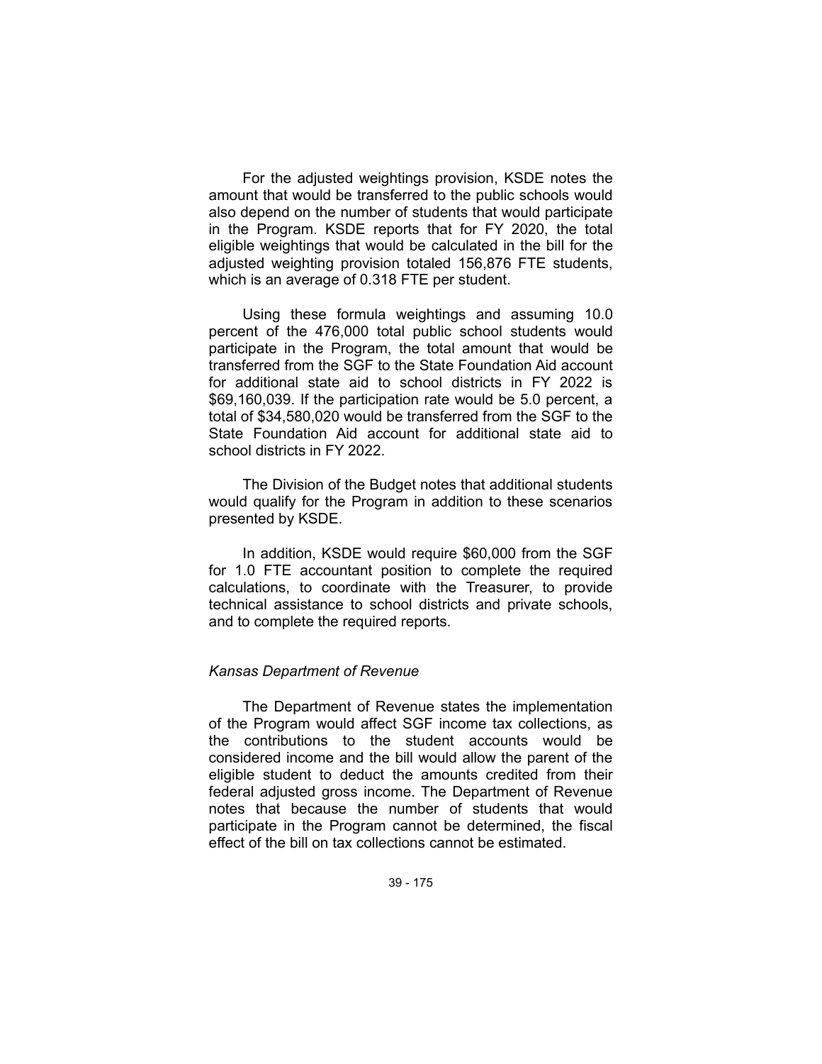For the adjusted weightings provision, KSDE notes the amount that would be transferred to the public schools would also depend on the number of students that would participate in the Program. KSDE reports that for FY 2020, the total eligible weightings that would be calculated in the bill for the adjusted weighting provision totaled 156,876 FTE students, which is an average of 0.318 FTE per student.

Using these formula weightings and assuming 10.0 percent of the 476,000 total public school students would participate in the Program, the total amount that would be transferred from the SGF to the State Foundation Aid account for additional state aid to school districts in FY 2022 is $69,160,039. If the participation rate would be 5.0 percent, a total of $34,580,020 would be transferred from the SGF to the State Foundation Aid account for additional state aid to school districts in FY 2022.

The Division of the Budget notes that additional students would qualify for the Program in addition to these scenarios presented by KSDE.

In addition, KSDE would require $60,000 from the SGF for 1.0 FTE accountant position to complete the required calculations, to coordinate with the Treasurer, to provide technical assistance to school districts and private schools, and to complete the required reports.

*Kansas Department of Revenue*

The Department of Revenue states the implementation of the Program would affect SGF income tax collections, as the contributions to the student accounts would be considered income and the bill would allow the parent of the eligible student to deduct the amounts credited from their federal adjusted gross income. The Department of Revenue notes that because the number of students that would participate in the Program cannot be determined, the fiscal effect of the bill on tax collections cannot be estimated.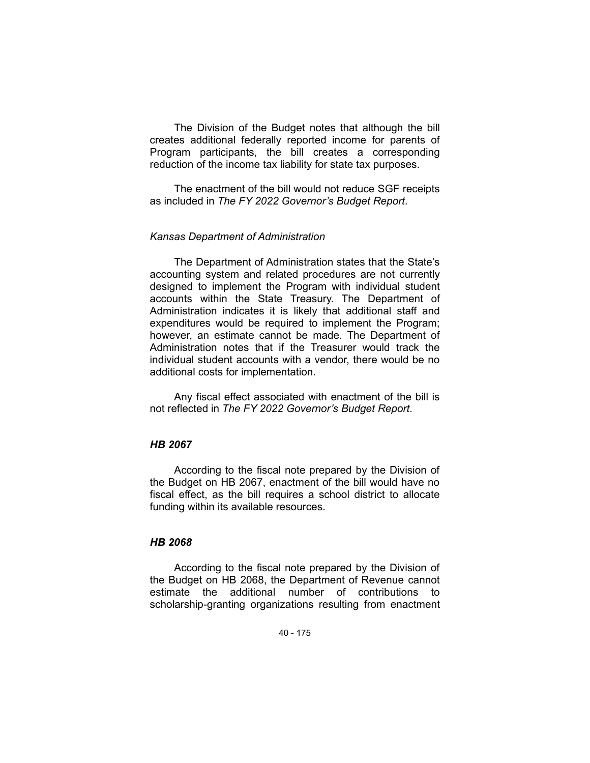The Division of the Budget notes that although the bill creates additional federally reported income for parents of Program participants, the bill creates a corresponding reduction of the income tax liability for state tax purposes.

The enactment of the bill would not reduce SGF receipts as included in *The FY 2022 Governor's Budget Report*.

*Kansas Department of Administration*

The Department of Administration states that the State's accounting system and related procedures are not currently designed to implement the Program with individual student accounts within the State Treasury. The Department of Administration indicates it is likely that additional staff and expenditures would be required to implement the Program; however, an estimate cannot be made. The Department of Administration notes that if the Treasurer would track the individual student accounts with a vendor, there would be no additional costs for implementation.

Any fiscal effect associated with enactment of the bill is not reflected in *The FY 2022 Governor's Budget Report*.

### *HB 2067*

According to the fiscal note prepared by the Division of the Budget on HB 2067, enactment of the bill would have no fiscal effect, as the bill requires a school district to allocate funding within its available resources.

### *HB 2068*

According to the fiscal note prepared by the Division of the Budget on HB 2068, the Department of Revenue cannot estimate the additional number of contributions to scholarship-granting organizations resulting from enactment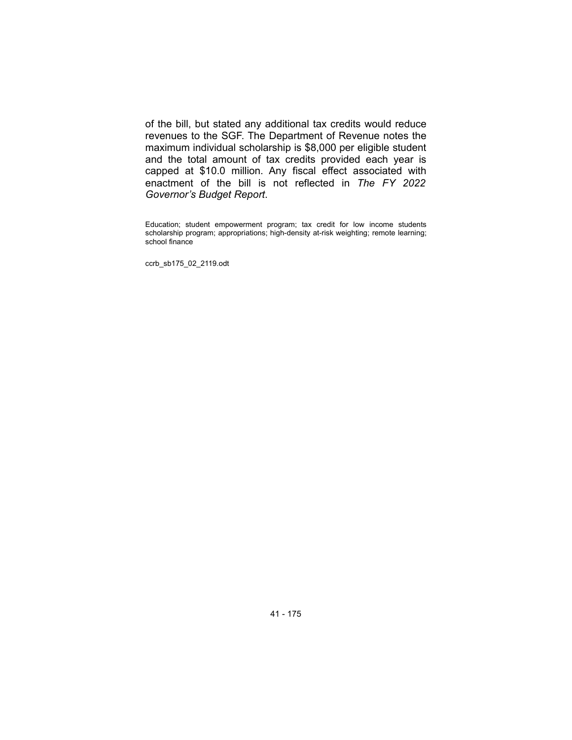of the bill, but stated any additional tax credits would reduce revenues to the SGF. The Department of Revenue notes the maximum individual scholarship is $8,000 per eligible student and the total amount of tax credits provided each year is capped at $10.0 million. Any fiscal effect associated with enactment of the bill is not reflected in *The FY 2022 Governor's Budget Report*.

Education; student empowerment program; tax credit for low income students scholarship program; appropriations; high-density at-risk weighting; remote learning; school finance

ccrb_sb175_02_2119.odt